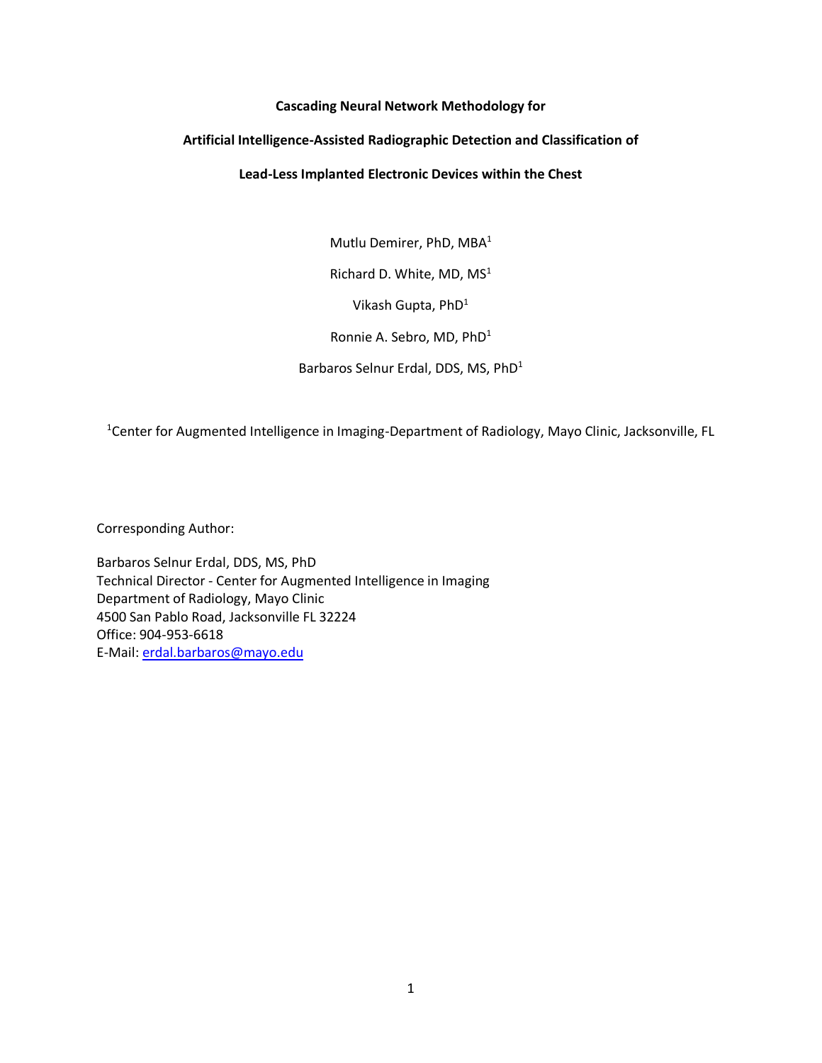**Cascading Neural Network Methodology for**

**Artificial Intelligence-Assisted Radiographic Detection and Classification of**

**Lead-Less Implanted Electronic Devices within the Chest**

Mutlu Demirer, PhD, MBA[1]

Richard D. White, MD, MS[1]

Vikash Gupta, PhD[1]

Ronnie A. Sebro, MD, PhD[1]

Barbaros Selnur Erdal, DDS, MS, PhD[1]

[1]Center for Augmented Intelligence in Imaging-Department of Radiology, Mayo Clinic, Jacksonville, FL

Corresponding Author:

Barbaros Selnur Erdal, DDS, MS, PhD
Technical Director - Center for Augmented Intelligence in Imaging
Department of Radiology, Mayo Clinic
4500 San Pablo Road, Jacksonville FL 32224
Office: 904-953-6618
E-Mail: erdal.barbaros@mayo.edu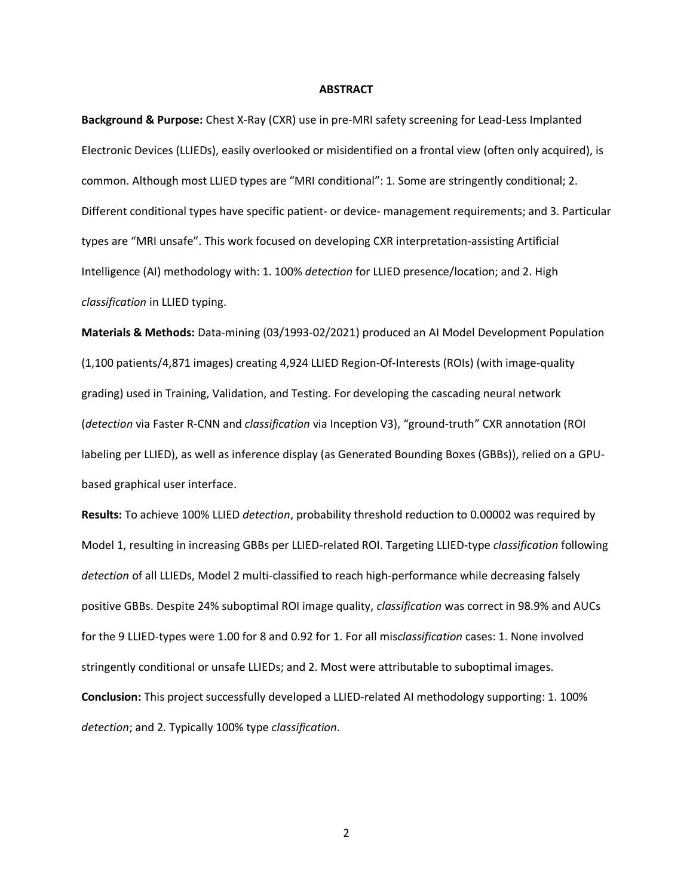## ABSTRACT

**Background & Purpose:** Chest X-Ray (CXR) use in pre-MRI safety screening for Lead-Less Implanted Electronic Devices (LLIEDs), easily overlooked or misidentified on a frontal view (often only acquired), is common. Although most LLIED types are "MRI conditional": 1. Some are stringently conditional; 2. Different conditional types have specific patient- or device- management requirements; and 3. Particular types are "MRI unsafe". This work focused on developing CXR interpretation-assisting Artificial Intelligence (AI) methodology with: 1. 100% *detection* for LLIED presence/location; and 2. High *classification* in LLIED typing.

**Materials & Methods:** Data-mining (03/1993-02/2021) produced an AI Model Development Population (1,100 patients/4,871 images) creating 4,924 LLIED Region-Of-Interests (ROIs) (with image-quality grading) used in Training, Validation, and Testing. For developing the cascading neural network (*detection* via Faster R-CNN and *classification* via Inception V3), "ground-truth" CXR annotation (ROI labeling per LLIED), as well as inference display (as Generated Bounding Boxes (GBBs)), relied on a GPU-based graphical user interface.

**Results:** To achieve 100% LLIED *detection*, probability threshold reduction to 0.00002 was required by Model 1, resulting in increasing GBBs per LLIED-related ROI. Targeting LLIED-type *classification* following *detection* of all LLIEDs, Model 2 multi-classified to reach high-performance while decreasing falsely positive GBBs. Despite 24% suboptimal ROI image quality, *classification* was correct in 98.9% and AUCs for the 9 LLIED-types were 1.00 for 8 and 0.92 for 1. For all mis*classification* cases: 1. None involved stringently conditional or unsafe LLIEDs; and 2. Most were attributable to suboptimal images.

**Conclusion:** This project successfully developed a LLIED-related AI methodology supporting: 1. 100% *detection*; and 2. Typically 100% type *classification*.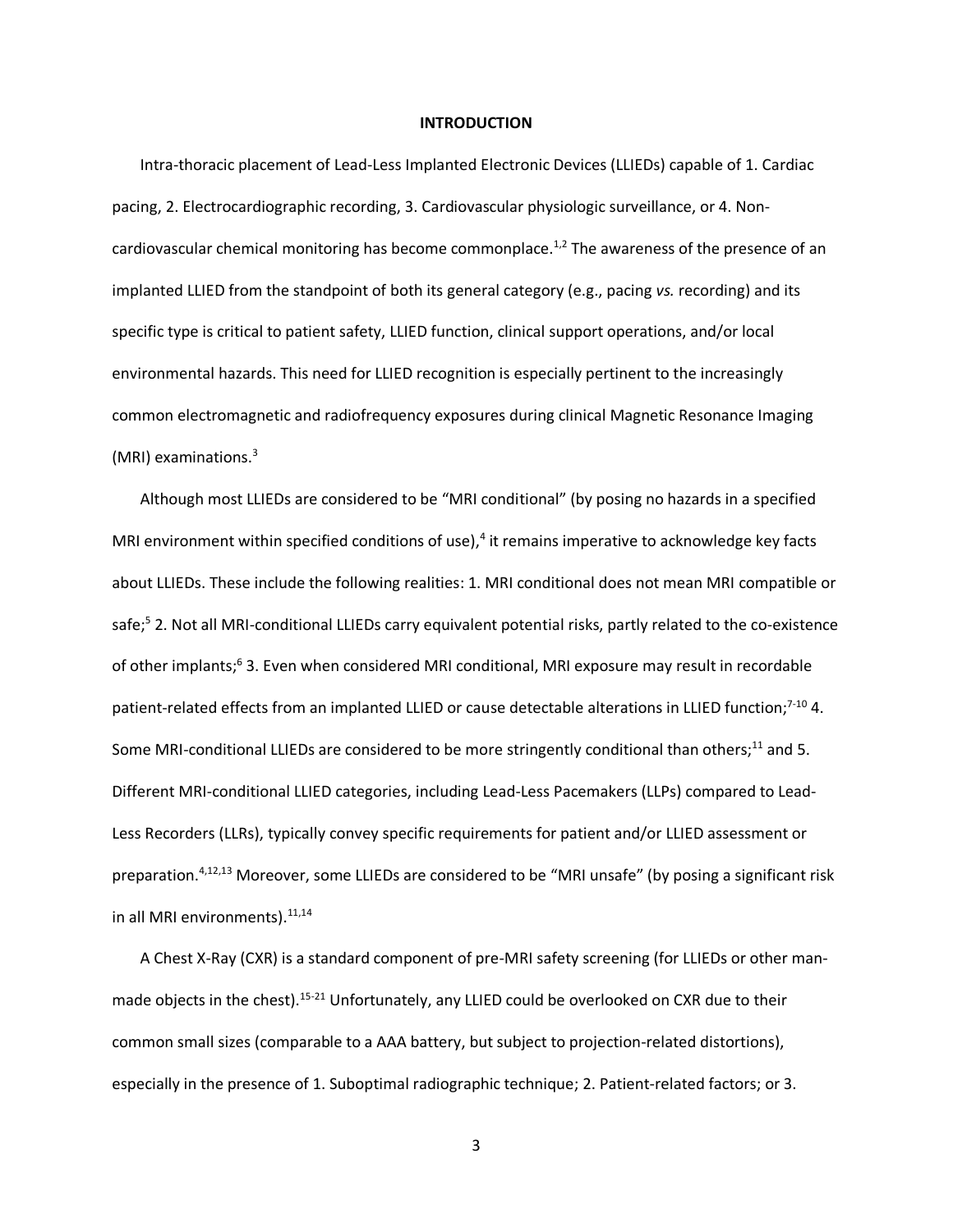## INTRODUCTION

Intra-thoracic placement of Lead-Less Implanted Electronic Devices (LLIEDs) capable of 1. Cardiac pacing, 2. Electrocardiographic recording, 3. Cardiovascular physiologic surveillance, or 4. Non-cardiovascular chemical monitoring has become commonplace.[1,2] The awareness of the presence of an implanted LLIED from the standpoint of both its general category (e.g., pacing *vs.* recording) and its specific type is critical to patient safety, LLIED function, clinical support operations, and/or local environmental hazards. This need for LLIED recognition is especially pertinent to the increasingly common electromagnetic and radiofrequency exposures during clinical Magnetic Resonance Imaging (MRI) examinations.[3]

Although most LLIEDs are considered to be "MRI conditional" (by posing no hazards in a specified MRI environment within specified conditions of use),[4] it remains imperative to acknowledge key facts about LLIEDs. These include the following realities: 1. MRI conditional does not mean MRI compatible or safe;[5] 2. Not all MRI-conditional LLIEDs carry equivalent potential risks, partly related to the co-existence of other implants;[6] 3. Even when considered MRI conditional, MRI exposure may result in recordable patient-related effects from an implanted LLIED or cause detectable alterations in LLIED function;[7-10] 4. Some MRI-conditional LLIEDs are considered to be more stringently conditional than others;[11] and 5. Different MRI-conditional LLIED categories, including Lead-Less Pacemakers (LLPs) compared to Lead-Less Recorders (LLRs), typically convey specific requirements for patient and/or LLIED assessment or preparation.[4,12,13] Moreover, some LLIEDs are considered to be "MRI unsafe" (by posing a significant risk in all MRI environments).[11,14]

A Chest X-Ray (CXR) is a standard component of pre-MRI safety screening (for LLIEDs or other man-made objects in the chest).[15-21] Unfortunately, any LLIED could be overlooked on CXR due to their common small sizes (comparable to a AAA battery, but subject to projection-related distortions), especially in the presence of 1. Suboptimal radiographic technique; 2. Patient-related factors; or 3.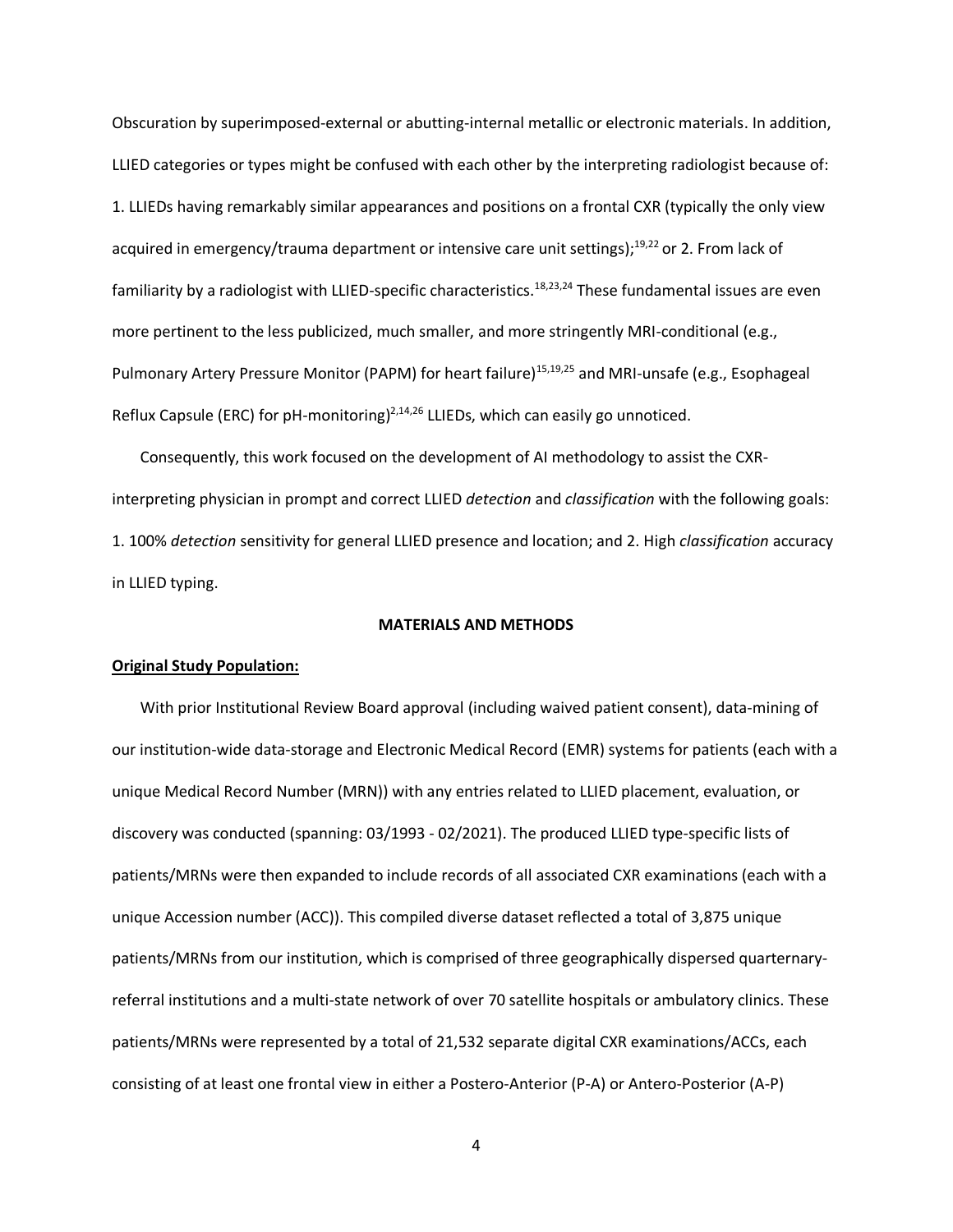Obscuration by superimposed-external or abutting-internal metallic or electronic materials. In addition, LLIED categories or types might be confused with each other by the interpreting radiologist because of: 1. LLIEDs having remarkably similar appearances and positions on a frontal CXR (typically the only view acquired in emergency/trauma department or intensive care unit settings);[19,22] or 2. From lack of familiarity by a radiologist with LLIED-specific characteristics.[18,23,24] These fundamental issues are even more pertinent to the less publicized, much smaller, and more stringently MRI-conditional (e.g., Pulmonary Artery Pressure Monitor (PAPM) for heart failure)[15,19,25] and MRI-unsafe (e.g., Esophageal Reflux Capsule (ERC) for pH-monitoring)[2,14,26] LLIEDs, which can easily go unnoticed.

Consequently, this work focused on the development of AI methodology to assist the CXR-interpreting physician in prompt and correct LLIED *detection* and *classification* with the following goals: 1. 100% *detection* sensitivity for general LLIED presence and location; and 2. High *classification* accuracy in LLIED typing.

## MATERIALS AND METHODS

### Original Study Population:

With prior Institutional Review Board approval (including waived patient consent), data-mining of our institution-wide data-storage and Electronic Medical Record (EMR) systems for patients (each with a unique Medical Record Number (MRN)) with any entries related to LLIED placement, evaluation, or discovery was conducted (spanning: 03/1993 - 02/2021). The produced LLIED type-specific lists of patients/MRNs were then expanded to include records of all associated CXR examinations (each with a unique Accession number (ACC)). This compiled diverse dataset reflected a total of 3,875 unique patients/MRNs from our institution, which is comprised of three geographically dispersed quarternary-referral institutions and a multi-state network of over 70 satellite hospitals or ambulatory clinics. These patients/MRNs were represented by a total of 21,532 separate digital CXR examinations/ACCs, each consisting of at least one frontal view in either a Postero-Anterior (P-A) or Antero-Posterior (A-P)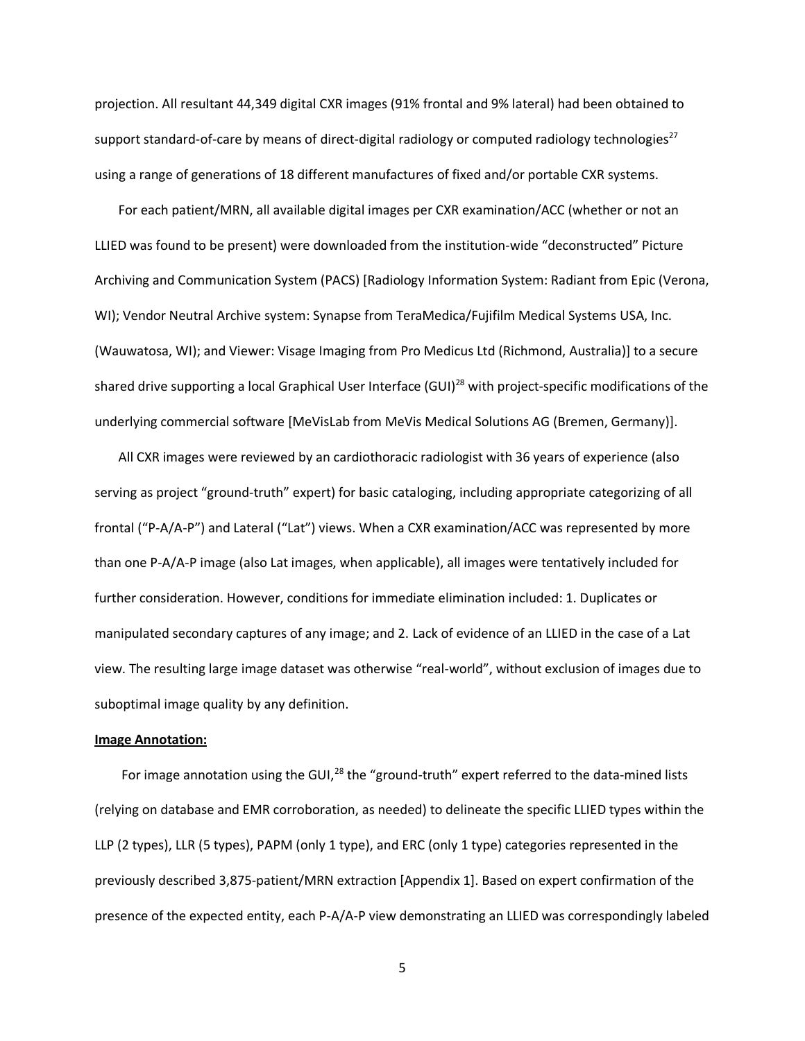projection. All resultant 44,349 digital CXR images (91% frontal and 9% lateral) had been obtained to support standard-of-care by means of direct-digital radiology or computed radiology technologies[27] using a range of generations of 18 different manufactures of fixed and/or portable CXR systems.

For each patient/MRN, all available digital images per CXR examination/ACC (whether or not an LLIED was found to be present) were downloaded from the institution-wide "deconstructed" Picture Archiving and Communication System (PACS) [Radiology Information System: Radiant from Epic (Verona, WI); Vendor Neutral Archive system: Synapse from TeraMedica/Fujifilm Medical Systems USA, Inc. (Wauwatosa, WI); and Viewer: Visage Imaging from Pro Medicus Ltd (Richmond, Australia)] to a secure shared drive supporting a local Graphical User Interface (GUI)[28] with project-specific modifications of the underlying commercial software [MeVisLab from MeVis Medical Solutions AG (Bremen, Germany)].

All CXR images were reviewed by an cardiothoracic radiologist with 36 years of experience (also serving as project "ground-truth" expert) for basic cataloging, including appropriate categorizing of all frontal ("P-A/A-P") and Lateral ("Lat") views. When a CXR examination/ACC was represented by more than one P-A/A-P image (also Lat images, when applicable), all images were tentatively included for further consideration. However, conditions for immediate elimination included: 1. Duplicates or manipulated secondary captures of any image; and 2. Lack of evidence of an LLIED in the case of a Lat view. The resulting large image dataset was otherwise "real-world", without exclusion of images due to suboptimal image quality by any definition.

**Image Annotation:**

For image annotation using the GUI,[28] the "ground-truth" expert referred to the data-mined lists (relying on database and EMR corroboration, as needed) to delineate the specific LLIED types within the LLP (2 types), LLR (5 types), PAPM (only 1 type), and ERC (only 1 type) categories represented in the previously described 3,875-patient/MRN extraction [Appendix 1]. Based on expert confirmation of the presence of the expected entity, each P-A/A-P view demonstrating an LLIED was correspondingly labeled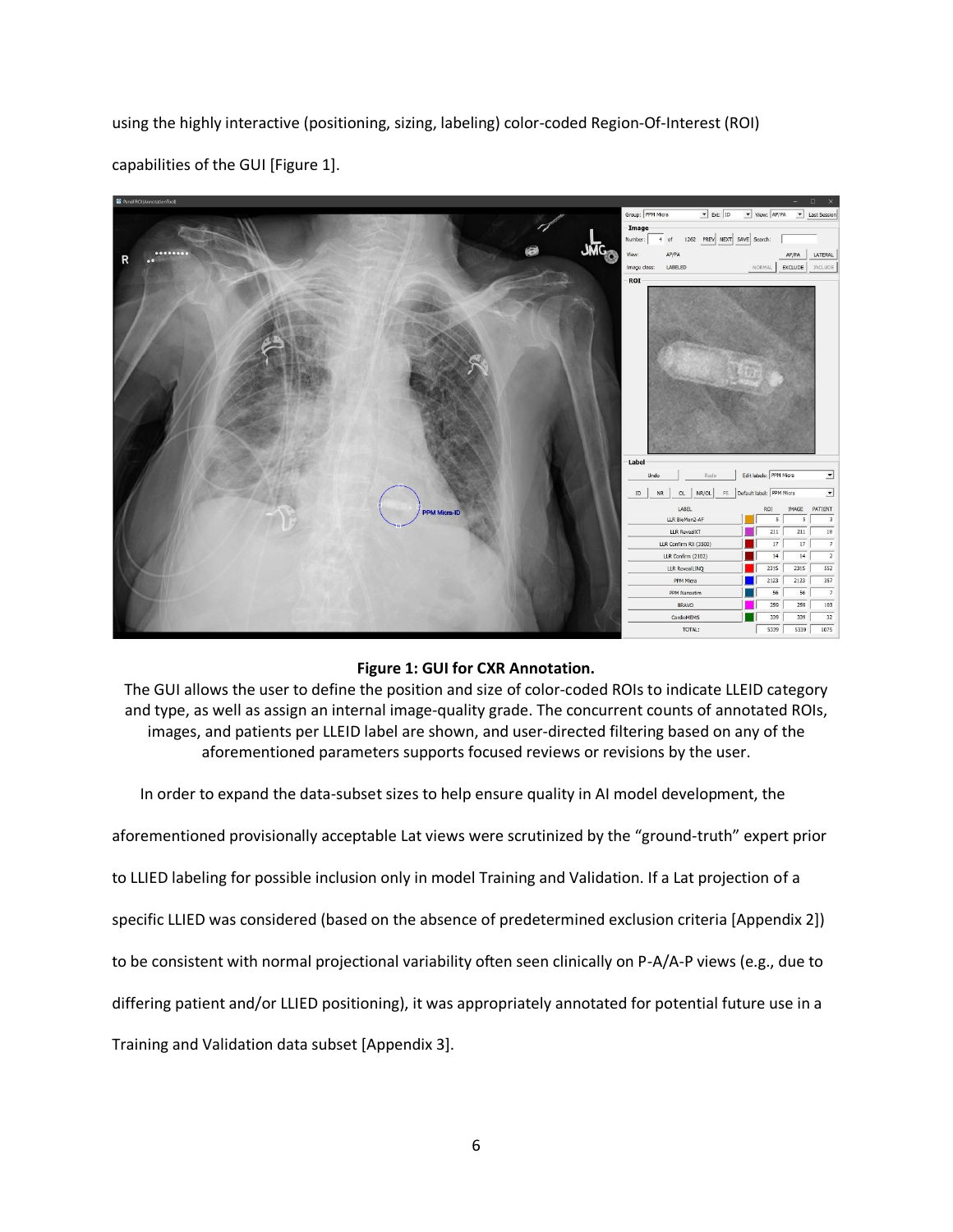using the highly interactive (positioning, sizing, labeling) color-coded Region-Of-Interest (ROI) capabilities of the GUI [Figure 1].

**Figure 1: GUI for CXR Annotation.**

The GUI allows the user to define the position and size of color-coded ROIs to indicate LLEID category and type, as well as assign an internal image-quality grade. The concurrent counts of annotated ROIs, images, and patients per LLEID label are shown, and user-directed filtering based on any of the aforementioned parameters supports focused reviews or revisions by the user.

In order to expand the data-subset sizes to help ensure quality in AI model development, the aforementioned provisionally acceptable Lat views were scrutinized by the "ground-truth" expert prior to LLIED labeling for possible inclusion only in model Training and Validation. If a Lat projection of a specific LLIED was considered (based on the absence of predetermined exclusion criteria [Appendix 2]) to be consistent with normal projectional variability often seen clinically on P-A/A-P views (e.g., due to differing patient and/or LLIED positioning), it was appropriately annotated for potential future use in a Training and Validation data subset [Appendix 3].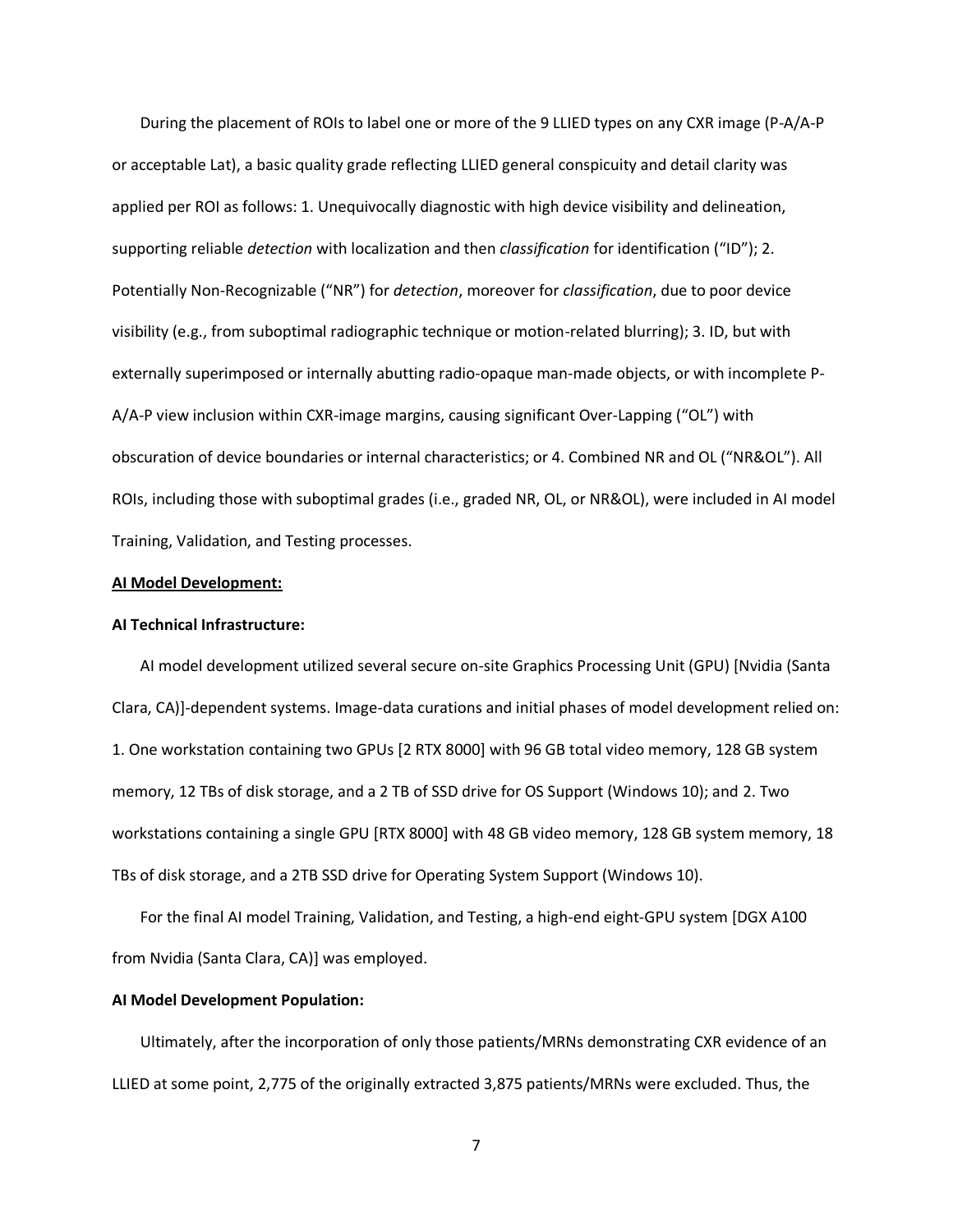During the placement of ROIs to label one or more of the 9 LLIED types on any CXR image (P-A/A-P or acceptable Lat), a basic quality grade reflecting LLIED general conspicuity and detail clarity was applied per ROI as follows: 1. Unequivocally diagnostic with high device visibility and delineation, supporting reliable *detection* with localization and then *classification* for identification ("ID"); 2. Potentially Non-Recognizable ("NR") for *detection*, moreover for *classification*, due to poor device visibility (e.g., from suboptimal radiographic technique or motion-related blurring); 3. ID, but with externally superimposed or internally abutting radio-opaque man-made objects, or with incomplete P-A/A-P view inclusion within CXR-image margins, causing significant Over-Lapping ("OL") with obscuration of device boundaries or internal characteristics; or 4. Combined NR and OL ("NR&OL"). All ROIs, including those with suboptimal grades (i.e., graded NR, OL, or NR&OL), were included in AI model Training, Validation, and Testing processes.

**AI Model Development:**

**AI Technical Infrastructure:**

AI model development utilized several secure on-site Graphics Processing Unit (GPU) [Nvidia (Santa Clara, CA)]-dependent systems. Image-data curations and initial phases of model development relied on: 1. One workstation containing two GPUs [2 RTX 8000] with 96 GB total video memory, 128 GB system memory, 12 TBs of disk storage, and a 2 TB of SSD drive for OS Support (Windows 10); and 2. Two workstations containing a single GPU [RTX 8000] with 48 GB video memory, 128 GB system memory, 18 TBs of disk storage, and a 2TB SSD drive for Operating System Support (Windows 10).

For the final AI model Training, Validation, and Testing, a high-end eight-GPU system [DGX A100 from Nvidia (Santa Clara, CA)] was employed.

**AI Model Development Population:**

Ultimately, after the incorporation of only those patients/MRNs demonstrating CXR evidence of an LLIED at some point, 2,775 of the originally extracted 3,875 patients/MRNs were excluded. Thus, the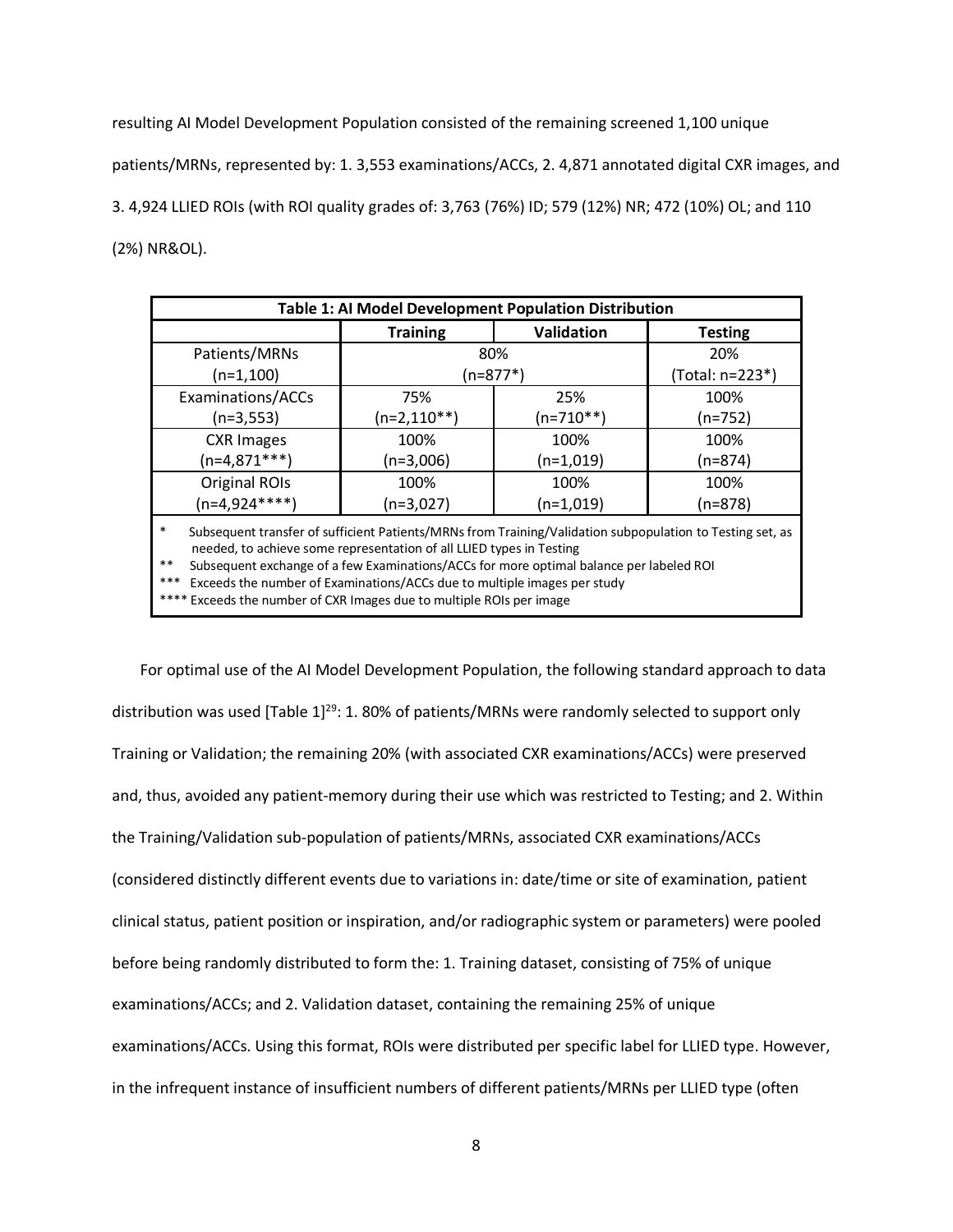resulting AI Model Development Population consisted of the remaining screened 1,100 unique patients/MRNs, represented by: 1. 3,553 examinations/ACCs, 2. 4,871 annotated digital CXR images, and 3. 4,924 LLIED ROIs (with ROI quality grades of: 3,763 (76%) ID; 579 (12%) NR; 472 (10%) OL; and 110 (2%) NR&OL).

**Table 1: AI Model Development Population Distribution**

| | Training | Validation | Testing |
|---|---|---|---|
| Patients/MRNs (n=1,100) | 80% (n=877*) | | 20% (Total: n=223*) |
| Examinations/ACCs (n=3,553) | 75% (n=2,110**) | 25% (n=710**) | 100% (n=752) |
| CXR Images (n=4,871***) | 100% (n=3,006) | 100% (n=1,019) | 100% (n=874) |
| Original ROIs (n=4,924****) | 100% (n=3,027) | 100% (n=1,019) | 100% (n=878) |

\* Subsequent transfer of sufficient Patients/MRNs from Training/Validation subpopulation to Testing set, as needed, to achieve some representation of all LLIED types in Testing
\** Subsequent exchange of a few Examinations/ACCs for more optimal balance per labeled ROI
\*** Exceeds the number of Examinations/ACCs due to multiple images per study
\**** Exceeds the number of CXR Images due to multiple ROIs per image

For optimal use of the AI Model Development Population, the following standard approach to data distribution was used [Table 1][29]: 1. 80% of patients/MRNs were randomly selected to support only Training or Validation; the remaining 20% (with associated CXR examinations/ACCs) were preserved and, thus, avoided any patient-memory during their use which was restricted to Testing; and 2. Within the Training/Validation sub-population of patients/MRNs, associated CXR examinations/ACCs (considered distinctly different events due to variations in: date/time or site of examination, patient clinical status, patient position or inspiration, and/or radiographic system or parameters) were pooled before being randomly distributed to form the: 1. Training dataset, consisting of 75% of unique examinations/ACCs; and 2. Validation dataset, containing the remaining 25% of unique examinations/ACCs. Using this format, ROIs were distributed per specific label for LLIED type. However, in the infrequent instance of insufficient numbers of different patients/MRNs per LLIED type (often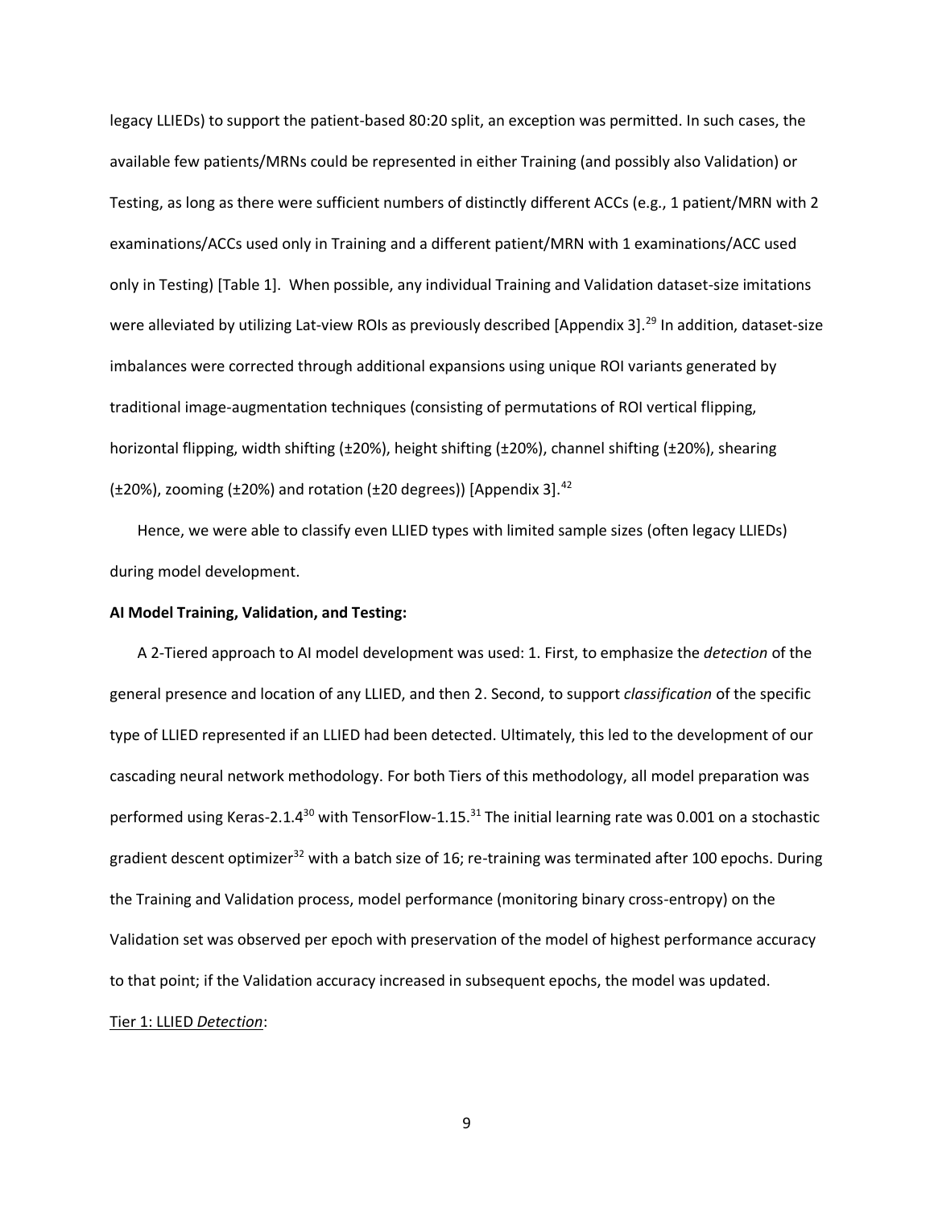legacy LLIEDs) to support the patient-based 80:20 split, an exception was permitted. In such cases, the available few patients/MRNs could be represented in either Training (and possibly also Validation) or Testing, as long as there were sufficient numbers of distinctly different ACCs (e.g., 1 patient/MRN with 2 examinations/ACCs used only in Training and a different patient/MRN with 1 examinations/ACC used only in Testing) [Table 1]. When possible, any individual Training and Validation dataset-size imitations were alleviated by utilizing Lat-view ROIs as previously described [Appendix 3].[29] In addition, dataset-size imbalances were corrected through additional expansions using unique ROI variants generated by traditional image-augmentation techniques (consisting of permutations of ROI vertical flipping, horizontal flipping, width shifting (±20%), height shifting (±20%), channel shifting (±20%), shearing (±20%), zooming (±20%) and rotation (±20 degrees)) [Appendix 3].[42]

Hence, we were able to classify even LLIED types with limited sample sizes (often legacy LLIEDs) during model development.

**AI Model Training, Validation, and Testing:**

A 2-Tiered approach to AI model development was used: 1. First, to emphasize the *detection* of the general presence and location of any LLIED, and then 2. Second, to support *classification* of the specific type of LLIED represented if an LLIED had been detected. Ultimately, this led to the development of our cascading neural network methodology. For both Tiers of this methodology, all model preparation was performed using Keras-2.1.4[30] with TensorFlow-1.15.[31] The initial learning rate was 0.001 on a stochastic gradient descent optimizer[32] with a batch size of 16; re-training was terminated after 100 epochs. During the Training and Validation process, model performance (monitoring binary cross-entropy) on the Validation set was observed per epoch with preservation of the model of highest performance accuracy to that point; if the Validation accuracy increased in subsequent epochs, the model was updated.

<u>Tier 1: LLIED *Detection*</u>: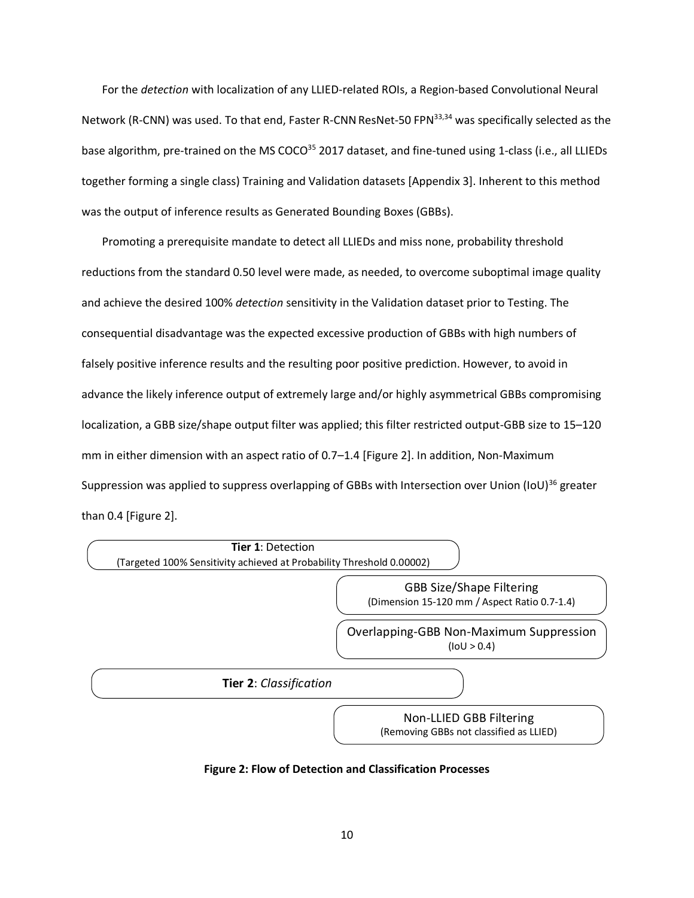For the *detection* with localization of any LLIED-related ROIs, a Region-based Convolutional Neural Network (R-CNN) was used. To that end, Faster R-CNN ResNet-50 FPN[33,34] was specifically selected as the base algorithm, pre-trained on the MS COCO[35] 2017 dataset, and fine-tuned using 1-class (i.e., all LLIEDs together forming a single class) Training and Validation datasets [Appendix 3]. Inherent to this method was the output of inference results as Generated Bounding Boxes (GBBs).

Promoting a prerequisite mandate to detect all LLIEDs and miss none, probability threshold reductions from the standard 0.50 level were made, as needed, to overcome suboptimal image quality and achieve the desired 100% *detection* sensitivity in the Validation dataset prior to Testing. The consequential disadvantage was the expected excessive production of GBBs with high numbers of falsely positive inference results and the resulting poor positive prediction. However, to avoid in advance the likely inference output of extremely large and/or highly asymmetrical GBBs compromising localization, a GBB size/shape output filter was applied; this filter restricted output-GBB size to 15–120 mm in either dimension with an aspect ratio of 0.7–1.4 [Figure 2]. In addition, Non-Maximum Suppression was applied to suppress overlapping of GBBs with Intersection over Union (IoU)[36] greater than 0.4 [Figure 2].

**Tier 1**: Detection
(Targeted 100% Sensitivity achieved at Probability Threshold 0.00002)

GBB Size/Shape Filtering
(Dimension 15-120 mm / Aspect Ratio 0.7-1.4)

Overlapping-GBB Non-Maximum Suppression
(IoU > 0.4)

**Tier 2**: *Classification*

Non-LLIED GBB Filtering
(Removing GBBs not classified as LLIED)

**Figure 2: Flow of Detection and Classification Processes**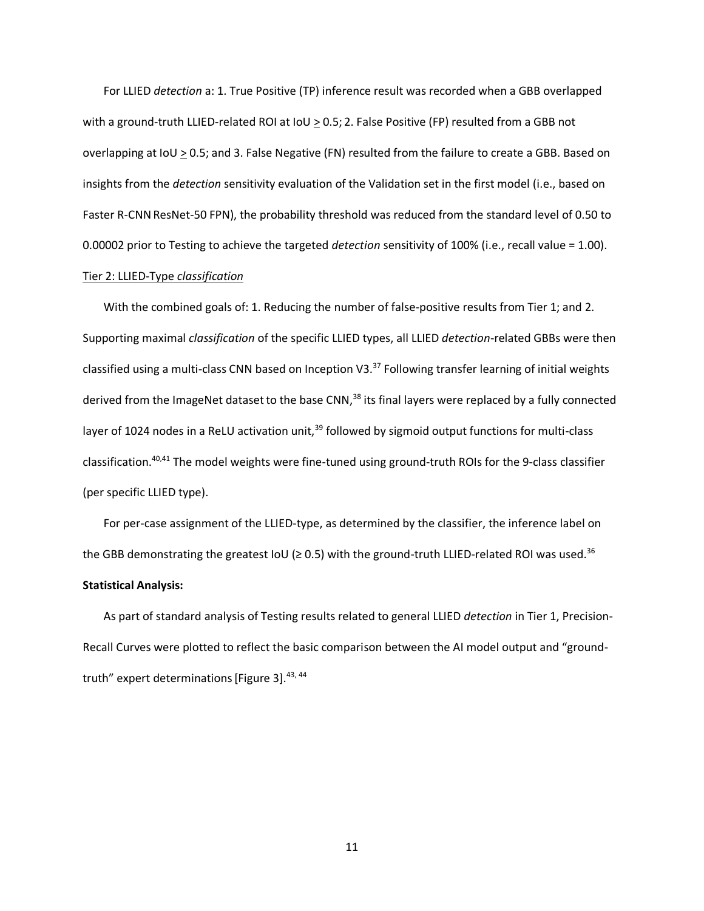For LLIED *detection* a: 1. True Positive (TP) inference result was recorded when a GBB overlapped with a ground-truth LLIED-related ROI at IoU $\geq$ 0.5; 2. False Positive (FP) resulted from a GBB not overlapping at IoU $\geq$ 0.5; and 3. False Negative (FN) resulted from the failure to create a GBB. Based on insights from the *detection* sensitivity evaluation of the Validation set in the first model (i.e., based on Faster R-CNN ResNet-50 FPN), the probability threshold was reduced from the standard level of 0.50 to 0.00002 prior to Testing to achieve the targeted *detection* sensitivity of 100% (i.e., recall value = 1.00).

Tier 2: LLIED-Type *classification*

With the combined goals of: 1. Reducing the number of false-positive results from Tier 1; and 2. Supporting maximal *classification* of the specific LLIED types, all LLIED *detection*-related GBBs were then classified using a multi-class CNN based on Inception V3.[37] Following transfer learning of initial weights derived from the ImageNet dataset to the base CNN,[38] its final layers were replaced by a fully connected layer of 1024 nodes in a ReLU activation unit,[39] followed by sigmoid output functions for multi-class classification.[40,41] The model weights were fine-tuned using ground-truth ROIs for the 9-class classifier (per specific LLIED type).

For per-case assignment of the LLIED-type, as determined by the classifier, the inference label on the GBB demonstrating the greatest IoU (≥ 0.5) with the ground-truth LLIED-related ROI was used.[36]

**Statistical Analysis:**

As part of standard analysis of Testing results related to general LLIED *detection* in Tier 1, Precision-Recall Curves were plotted to reflect the basic comparison between the AI model output and "ground-truth" expert determinations [Figure 3].[43, 44]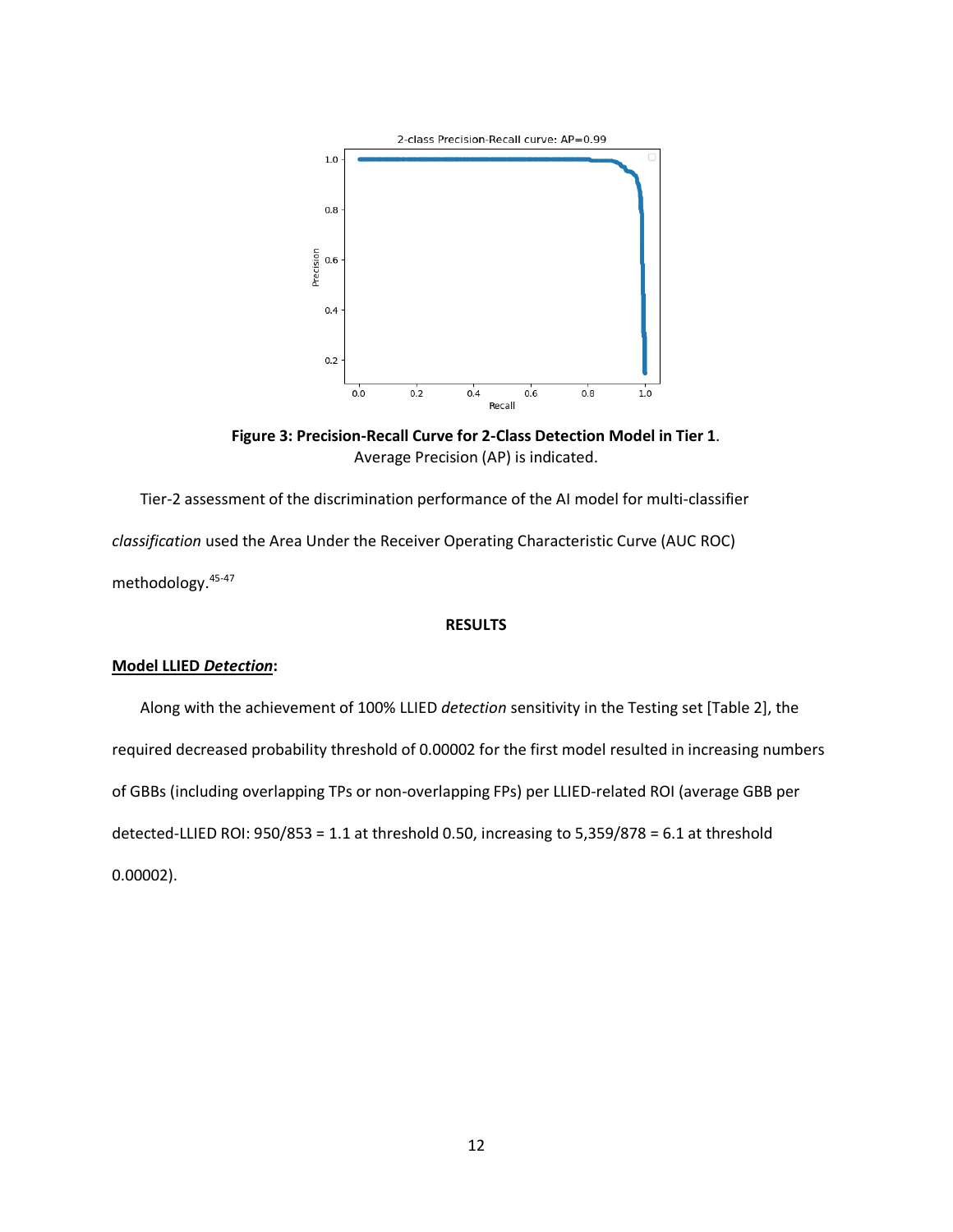**Figure 3: Precision-Recall Curve for 2-Class Detection Model in Tier 1**.
Average Precision (AP) is indicated.

Tier-2 assessment of the discrimination performance of the AI model for multi-classifier *classification* used the Area Under the Receiver Operating Characteristic Curve (AUC ROC) methodology.[45-47]

## RESULTS

### Model LLIED *Detection*:

Along with the achievement of 100% LLIED *detection* sensitivity in the Testing set [Table 2], the required decreased probability threshold of 0.00002 for the first model resulted in increasing numbers of GBBs (including overlapping TPs or non-overlapping FPs) per LLIED-related ROI (average GBB per detected-LLIED ROI: 950/853 = 1.1 at threshold 0.50, increasing to 5,359/878 = 6.1 at threshold 0.00002).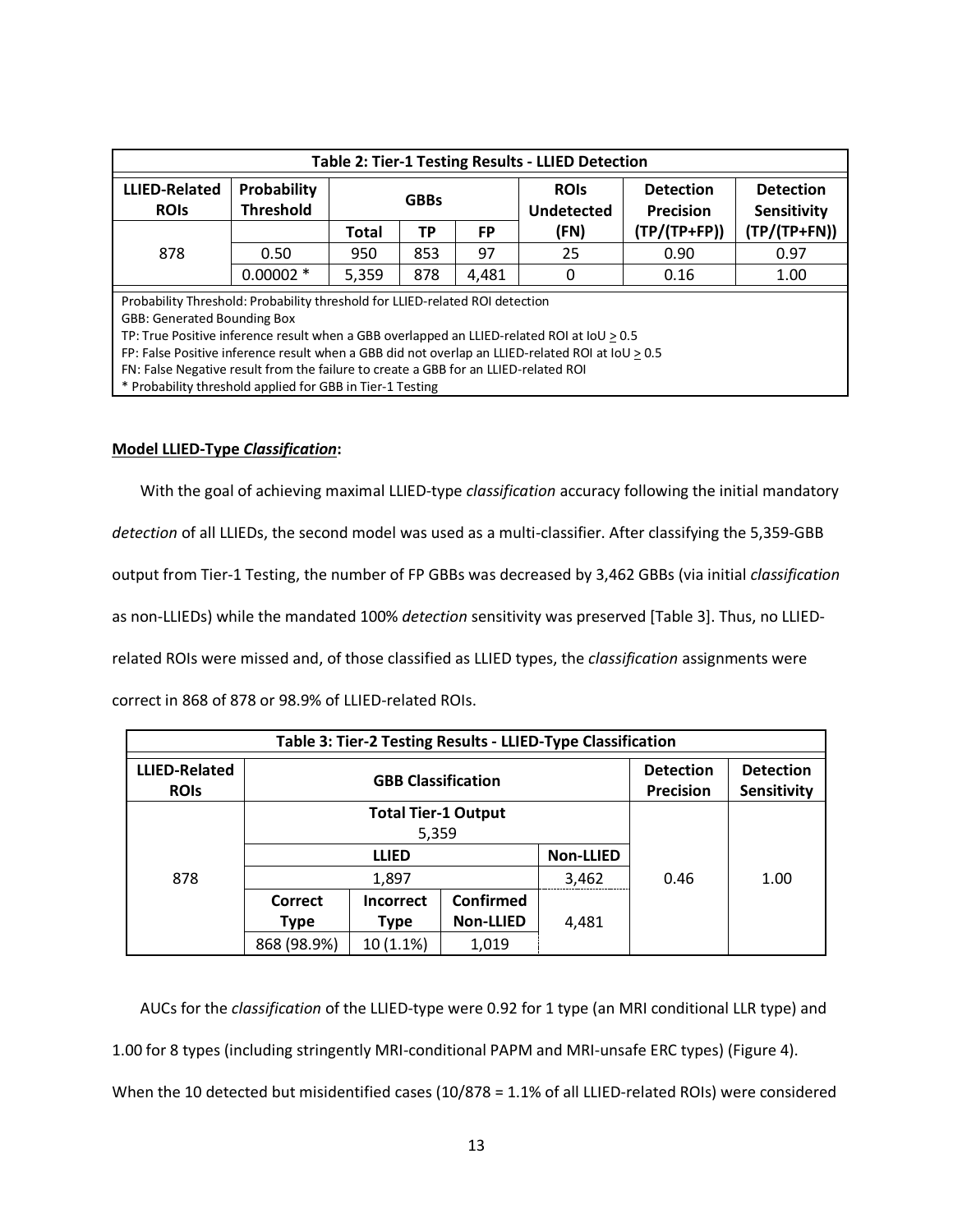| Table 2: Tier-1 Testing Results - LLIED Detection | | | | | | | |
|---|---|---|---|---|---|---|---|
| **LLIED-Related ROIs** | **Probability Threshold** | **GBBs** | | | **ROIs Undetected** | **Detection Precision** | **Detection Sensitivity** |
| | | **Total** | **TP** | **FP** | **(FN)** | **(TP/(TP+FP))** | **(TP/(TP+FN))** |
| 878 | 0.50 | 950 | 853 | 97 | 25 | 0.90 | 0.97 |
| | 0.00002 * | 5,359 | 878 | 4,481 | 0 | 0.16 | 1.00 |

Probability Threshold: Probability threshold for LLIED-related ROI detection
GBB: Generated Bounding Box
TP: True Positive inference result when a GBB overlapped an LLIED-related ROI at IoU $\geq$ 0.5
FP: False Positive inference result when a GBB did not overlap an LLIED-related ROI at IoU $\geq$ 0.5
FN: False Negative result from the failure to create a GBB for an LLIED-related ROI
* Probability threshold applied for GBB in Tier-1 Testing

**Model LLIED-Type *Classification*:**

With the goal of achieving maximal LLIED-type *classification* accuracy following the initial mandatory *detection* of all LLIEDs, the second model was used as a multi-classifier. After classifying the 5,359-GBB output from Tier-1 Testing, the number of FP GBBs was decreased by 3,462 GBBs (via initial *classification* as non-LLIEDs) while the mandated 100% *detection* sensitivity was preserved [Table 3]. Thus, no LLIED-related ROIs were missed and, of those classified as LLIED types, the *classification* assignments were correct in 868 of 878 or 98.9% of LLIED-related ROIs.

| Table 3: Tier-2 Testing Results - LLIED-Type Classification | | | | | | |
|---|---|---|---|---|---|---|
| **LLIED-Related ROIs** | **GBB Classification** | | | | **Detection Precision** | **Detection Sensitivity** |
| 878 | **Total Tier-1 Output** 5,359 | | | | 0.46 | 1.00 |
| | **LLIED** | | | **Non-LLIED** | | |
| | 1,897 | | | 3,462 | | |
| | **Correct Type** | **Incorrect Type** | **Confirmed Non-LLIED** | 4,481 | | |
| | 868 (98.9%) | 10 (1.1%) | 1,019 | | | |

AUCs for the *classification* of the LLIED-type were 0.92 for 1 type (an MRI conditional LLR type) and 1.00 for 8 types (including stringently MRI-conditional PAPM and MRI-unsafe ERC types) (Figure 4). When the 10 detected but misidentified cases (10/878 = 1.1% of all LLIED-related ROIs) were considered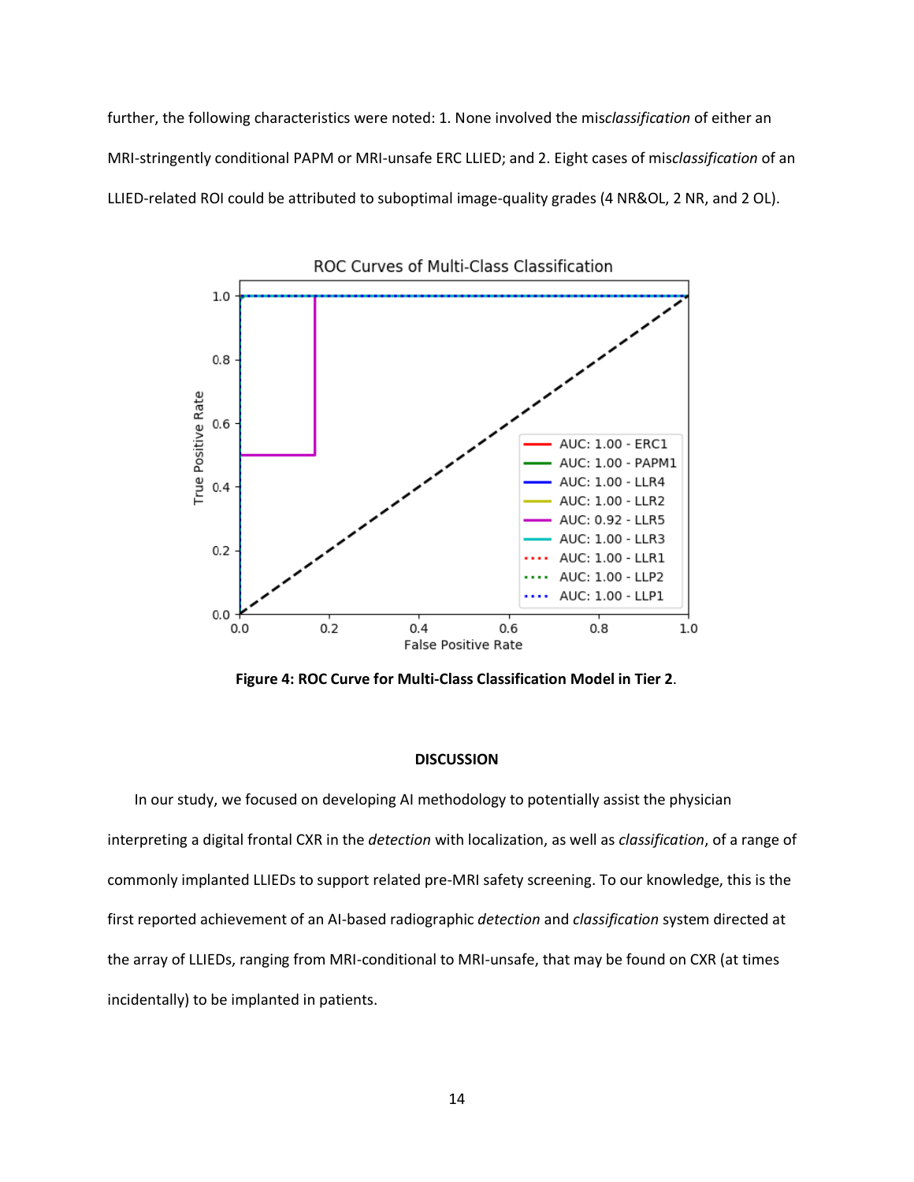further, the following characteristics were noted: 1. None involved the mis*classification* of either an MRI-stringently conditional PAPM or MRI-unsafe ERC LLIED; and 2. Eight cases of mis*classification* of an LLIED-related ROI could be attributed to suboptimal image-quality grades (4 NR&OL, 2 NR, and 2 OL).

**Figure 4: ROC Curve for Multi-Class Classification Model in Tier 2**.

**DISCUSSION**

In our study, we focused on developing AI methodology to potentially assist the physician interpreting a digital frontal CXR in the *detection* with localization, as well as *classification*, of a range of commonly implanted LLIEDs to support related pre-MRI safety screening. To our knowledge, this is the first reported achievement of an AI-based radiographic *detection* and *classification* system directed at the array of LLIEDs, ranging from MRI-conditional to MRI-unsafe, that may be found on CXR (at times incidentally) to be implanted in patients.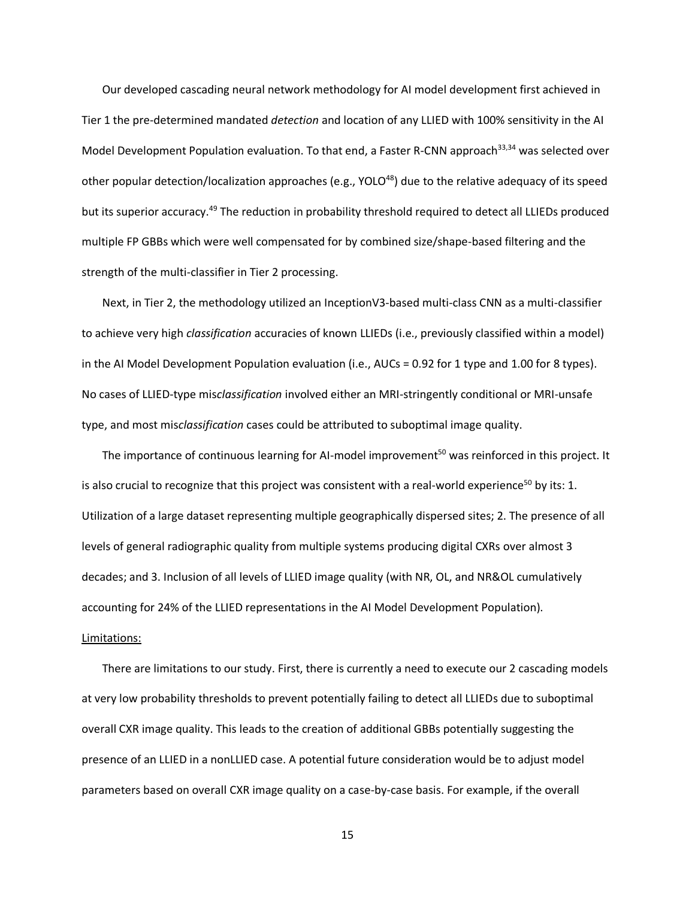Our developed cascading neural network methodology for AI model development first achieved in Tier 1 the pre-determined mandated *detection* and location of any LLIED with 100% sensitivity in the AI Model Development Population evaluation. To that end, a Faster R-CNN approach[33,34] was selected over other popular detection/localization approaches (e.g., YOLO[48]) due to the relative adequacy of its speed but its superior accuracy.[49] The reduction in probability threshold required to detect all LLIEDs produced multiple FP GBBs which were well compensated for by combined size/shape-based filtering and the strength of the multi-classifier in Tier 2 processing.

Next, in Tier 2, the methodology utilized an InceptionV3-based multi-class CNN as a multi-classifier to achieve very high *classification* accuracies of known LLIEDs (i.e., previously classified within a model) in the AI Model Development Population evaluation (i.e., AUCs = 0.92 for 1 type and 1.00 for 8 types). No cases of LLIED-type mis*classification* involved either an MRI-stringently conditional or MRI-unsafe type, and most mis*classification* cases could be attributed to suboptimal image quality.

The importance of continuous learning for AI-model improvement[50] was reinforced in this project. It is also crucial to recognize that this project was consistent with a real-world experience[50] by its: 1. Utilization of a large dataset representing multiple geographically dispersed sites; 2. The presence of all levels of general radiographic quality from multiple systems producing digital CXRs over almost 3 decades; and 3. Inclusion of all levels of LLIED image quality (with NR, OL, and NR&OL cumulatively accounting for 24% of the LLIED representations in the AI Model Development Population).

Limitations:

There are limitations to our study. First, there is currently a need to execute our 2 cascading models at very low probability thresholds to prevent potentially failing to detect all LLIEDs due to suboptimal overall CXR image quality. This leads to the creation of additional GBBs potentially suggesting the presence of an LLIED in a nonLLIED case. A potential future consideration would be to adjust model parameters based on overall CXR image quality on a case-by-case basis. For example, if the overall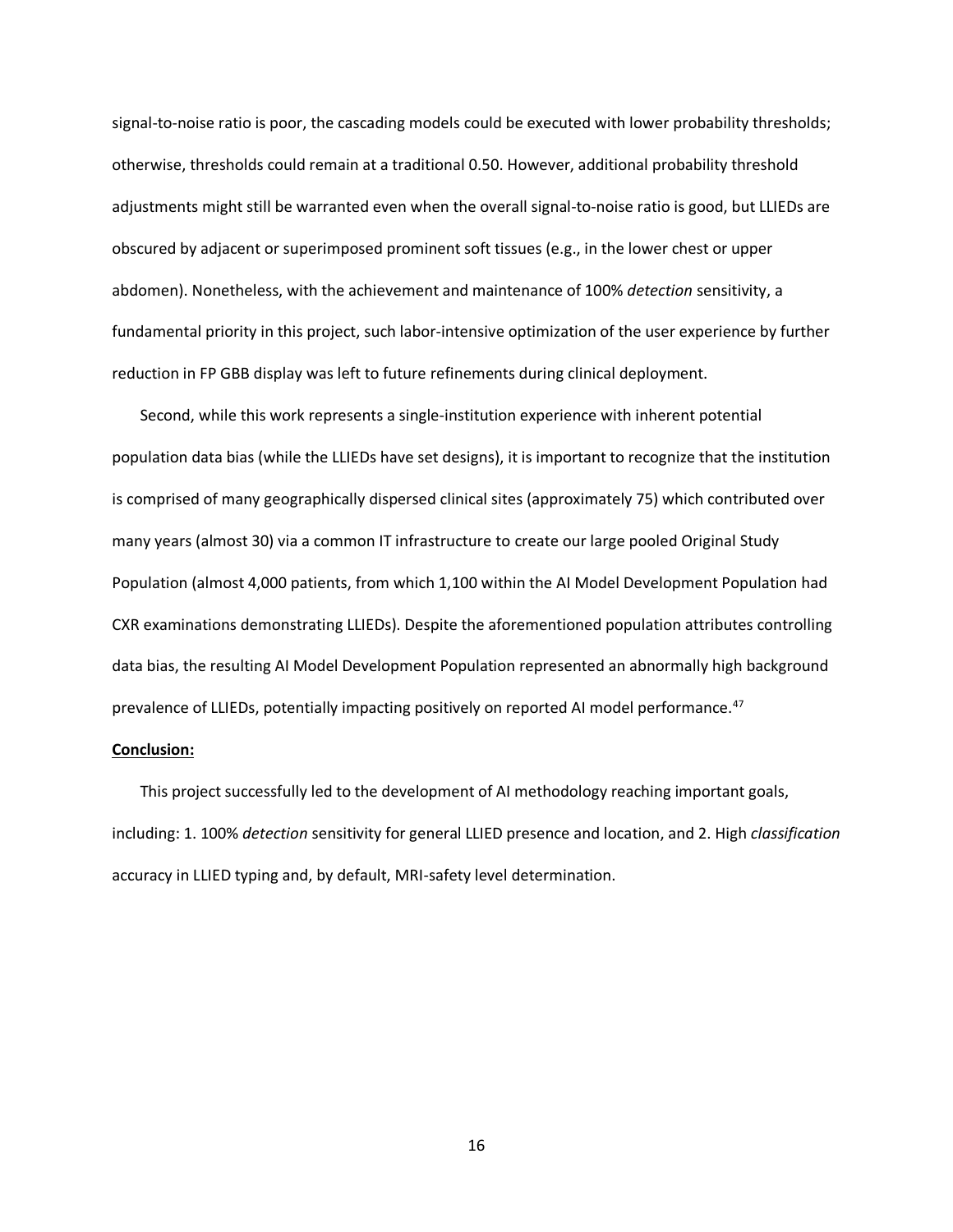signal-to-noise ratio is poor, the cascading models could be executed with lower probability thresholds; otherwise, thresholds could remain at a traditional 0.50. However, additional probability threshold adjustments might still be warranted even when the overall signal-to-noise ratio is good, but LLIEDs are obscured by adjacent or superimposed prominent soft tissues (e.g., in the lower chest or upper abdomen). Nonetheless, with the achievement and maintenance of 100% *detection* sensitivity, a fundamental priority in this project, such labor-intensive optimization of the user experience by further reduction in FP GBB display was left to future refinements during clinical deployment.

Second, while this work represents a single-institution experience with inherent potential population data bias (while the LLIEDs have set designs), it is important to recognize that the institution is comprised of many geographically dispersed clinical sites (approximately 75) which contributed over many years (almost 30) via a common IT infrastructure to create our large pooled Original Study Population (almost 4,000 patients, from which 1,100 within the AI Model Development Population had CXR examinations demonstrating LLIEDs). Despite the aforementioned population attributes controlling data bias, the resulting AI Model Development Population represented an abnormally high background prevalence of LLIEDs, potentially impacting positively on reported AI model performance.[47]

## Conclusion:

This project successfully led to the development of AI methodology reaching important goals, including: 1. 100% *detection* sensitivity for general LLIED presence and location, and 2. High *classification* accuracy in LLIED typing and, by default, MRI-safety level determination.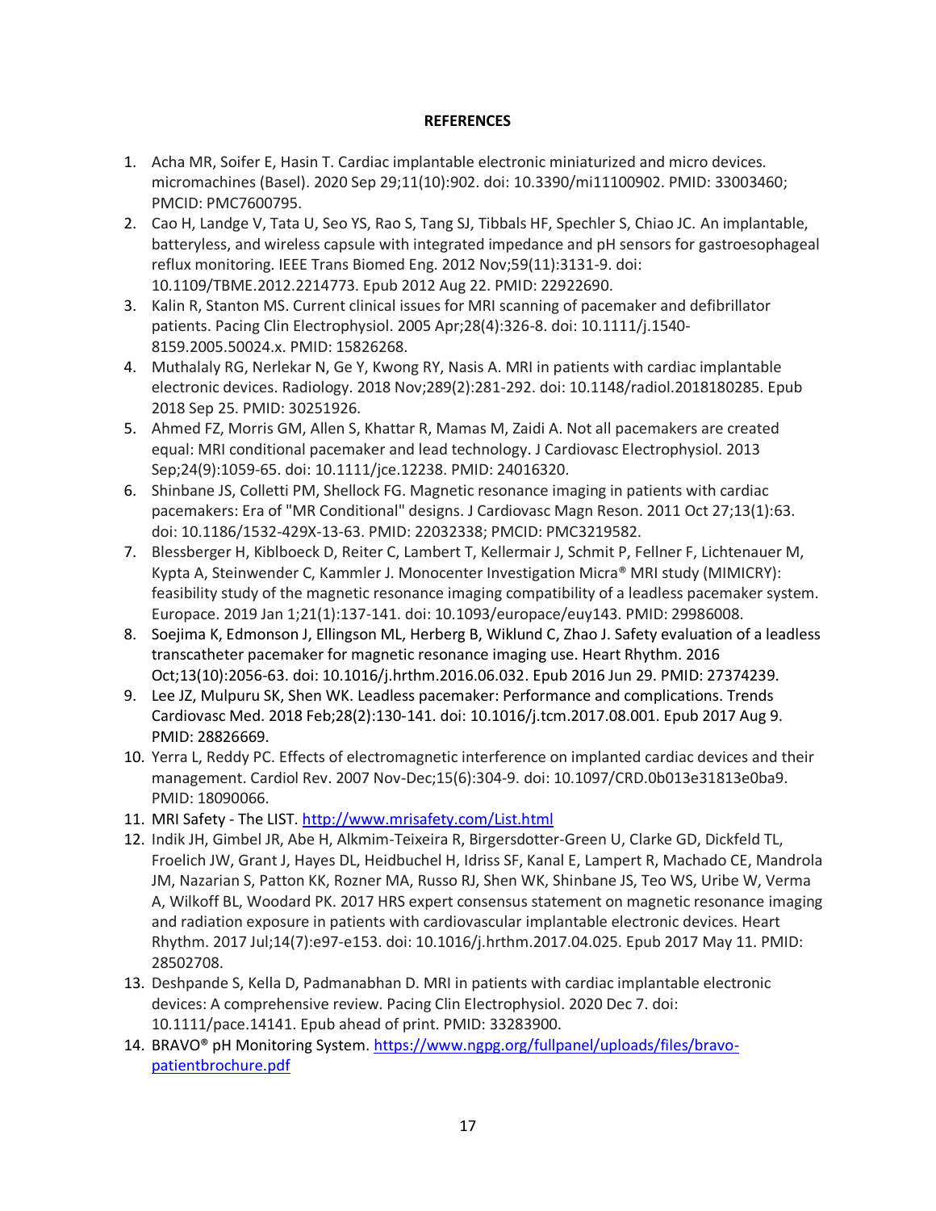**REFERENCES**

1. Acha MR, Soifer E, Hasin T. Cardiac implantable electronic miniaturized and micro devices. micromachines (Basel). 2020 Sep 29;11(10):902. doi: 10.3390/mi11100902. PMID: 33003460; PMCID: PMC7600795.
2. Cao H, Landge V, Tata U, Seo YS, Rao S, Tang SJ, Tibbals HF, Spechler S, Chiao JC. An implantable, batteryless, and wireless capsule with integrated impedance and pH sensors for gastroesophageal reflux monitoring. IEEE Trans Biomed Eng. 2012 Nov;59(11):3131-9. doi: 10.1109/TBME.2012.2214773. Epub 2012 Aug 22. PMID: 22922690.
3. Kalin R, Stanton MS. Current clinical issues for MRI scanning of pacemaker and defibrillator patients. Pacing Clin Electrophysiol. 2005 Apr;28(4):326-8. doi: 10.1111/j.1540-8159.2005.50024.x. PMID: 15826268.
4. Muthalaly RG, Nerlekar N, Ge Y, Kwong RY, Nasis A. MRI in patients with cardiac implantable electronic devices. Radiology. 2018 Nov;289(2):281-292. doi: 10.1148/radiol.2018180285. Epub 2018 Sep 25. PMID: 30251926.
5. Ahmed FZ, Morris GM, Allen S, Khattar R, Mamas M, Zaidi A. Not all pacemakers are created equal: MRI conditional pacemaker and lead technology. J Cardiovasc Electrophysiol. 2013 Sep;24(9):1059-65. doi: 10.1111/jce.12238. PMID: 24016320.
6. Shinbane JS, Colletti PM, Shellock FG. Magnetic resonance imaging in patients with cardiac pacemakers: Era of "MR Conditional" designs. J Cardiovasc Magn Reson. 2011 Oct 27;13(1):63. doi: 10.1186/1532-429X-13-63. PMID: 22032338; PMCID: PMC3219582.
7. Blessberger H, Kiblboeck D, Reiter C, Lambert T, Kellermair J, Schmit P, Fellner F, Lichtenauer M, Kypta A, Steinwender C, Kammler J. Monocenter Investigation Micra® MRI study (MIMICRY): feasibility study of the magnetic resonance imaging compatibility of a leadless pacemaker system. Europace. 2019 Jan 1;21(1):137-141. doi: 10.1093/europace/euy143. PMID: 29986008.
8. Soejima K, Edmonson J, Ellingson ML, Herberg B, Wiklund C, Zhao J. Safety evaluation of a leadless transcatheter pacemaker for magnetic resonance imaging use. Heart Rhythm. 2016 Oct;13(10):2056-63. doi: 10.1016/j.hrthm.2016.06.032. Epub 2016 Jun 29. PMID: 27374239.
9. Lee JZ, Mulpuru SK, Shen WK. Leadless pacemaker: Performance and complications. Trends Cardiovasc Med. 2018 Feb;28(2):130-141. doi: 10.1016/j.tcm.2017.08.001. Epub 2017 Aug 9. PMID: 28826669.
10. Yerra L, Reddy PC. Effects of electromagnetic interference on implanted cardiac devices and their management. Cardiol Rev. 2007 Nov-Dec;15(6):304-9. doi: 10.1097/CRD.0b013e31813e0ba9. PMID: 18090066.
11. MRI Safety - The LIST. [http://www.mrisafety.com/List.html](http://www.mrisafety.com/List.html)
12. Indik JH, Gimbel JR, Abe H, Alkmim-Teixeira R, Birgersdotter-Green U, Clarke GD, Dickfeld TL, Froelich JW, Grant J, Hayes DL, Heidbuchel H, Idriss SF, Kanal E, Lampert R, Machado CE, Mandrola JM, Nazarian S, Patton KK, Rozner MA, Russo RJ, Shen WK, Shinbane JS, Teo WS, Uribe W, Verma A, Wilkoff BL, Woodard PK. 2017 HRS expert consensus statement on magnetic resonance imaging and radiation exposure in patients with cardiovascular implantable electronic devices. Heart Rhythm. 2017 Jul;14(7):e97-e153. doi: 10.1016/j.hrthm.2017.04.025. Epub 2017 May 11. PMID: 28502708.
13. Deshpande S, Kella D, Padmanabhan D. MRI in patients with cardiac implantable electronic devices: A comprehensive review. Pacing Clin Electrophysiol. 2020 Dec 7. doi: 10.1111/pace.14141. Epub ahead of print. PMID: 33283900.
14. BRAVO® pH Monitoring System. [https://www.ngpg.org/fullpanel/uploads/files/bravo-patientbrochure.pdf](https://www.ngpg.org/fullpanel/uploads/files/bravo-patientbrochure.pdf)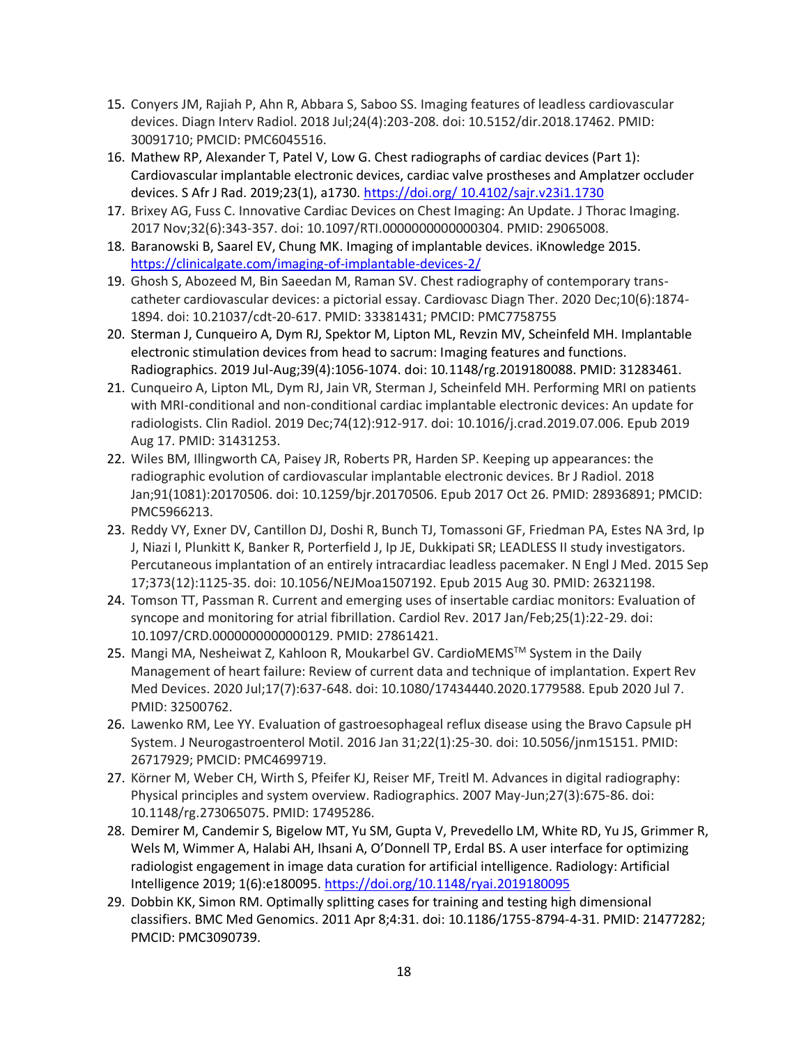15. Conyers JM, Rajiah P, Ahn R, Abbara S, Saboo SS. Imaging features of leadless cardiovascular devices. Diagn Interv Radiol. 2018 Jul;24(4):203-208. doi: 10.5152/dir.2018.17462. PMID: 30091710; PMCID: PMC6045516.
16. Mathew RP, Alexander T, Patel V, Low G. Chest radiographs of cardiac devices (Part 1): Cardiovascular implantable electronic devices, cardiac valve prostheses and Amplatzer occluder devices. S Afr J Rad. 2019;23(1), a1730. https://doi.org/ 10.4102/sajr.v23i1.1730
17. Brixey AG, Fuss C. Innovative Cardiac Devices on Chest Imaging: An Update. J Thorac Imaging. 2017 Nov;32(6):343-357. doi: 10.1097/RTI.0000000000000304. PMID: 29065008.
18. Baranowski B, Saarel EV, Chung MK. Imaging of implantable devices. iKnowledge 2015. https://clinicalgate.com/imaging-of-implantable-devices-2/
19. Ghosh S, Abozeed M, Bin Saeedan M, Raman SV. Chest radiography of contemporary trans-catheter cardiovascular devices: a pictorial essay. Cardiovasc Diagn Ther. 2020 Dec;10(6):1874-1894. doi: 10.21037/cdt-20-617. PMID: 33381431; PMCID: PMC7758755
20. Sterman J, Cunqueiro A, Dym RJ, Spektor M, Lipton ML, Revzin MV, Scheinfeld MH. Implantable electronic stimulation devices from head to sacrum: Imaging features and functions. Radiographics. 2019 Jul-Aug;39(4):1056-1074. doi: 10.1148/rg.2019180088. PMID: 31283461.
21. Cunqueiro A, Lipton ML, Dym RJ, Jain VR, Sterman J, Scheinfeld MH. Performing MRI on patients with MRI-conditional and non-conditional cardiac implantable electronic devices: An update for radiologists. Clin Radiol. 2019 Dec;74(12):912-917. doi: 10.1016/j.crad.2019.07.006. Epub 2019 Aug 17. PMID: 31431253.
22. Wiles BM, Illingworth CA, Paisey JR, Roberts PR, Harden SP. Keeping up appearances: the radiographic evolution of cardiovascular implantable electronic devices. Br J Radiol. 2018 Jan;91(1081):20170506. doi: 10.1259/bjr.20170506. Epub 2017 Oct 26. PMID: 28936891; PMCID: PMC5966213.
23. Reddy VY, Exner DV, Cantillon DJ, Doshi R, Bunch TJ, Tomassoni GF, Friedman PA, Estes NA 3rd, Ip J, Niazi I, Plunkitt K, Banker R, Porterfield J, Ip JE, Dukkipati SR; LEADLESS II study investigators. Percutaneous implantation of an entirely intracardiac leadless pacemaker. N Engl J Med. 2015 Sep 17;373(12):1125-35. doi: 10.1056/NEJMoa1507192. Epub 2015 Aug 30. PMID: 26321198.
24. Tomson TT, Passman R. Current and emerging uses of insertable cardiac monitors: Evaluation of syncope and monitoring for atrial fibrillation. Cardiol Rev. 2017 Jan/Feb;25(1):22-29. doi: 10.1097/CRD.0000000000000129. PMID: 27861421.
25. Mangi MA, Nesheiwat Z, Kahloon R, Moukarbel GV. CardioMEMS™ System in the Daily Management of heart failure: Review of current data and technique of implantation. Expert Rev Med Devices. 2020 Jul;17(7):637-648. doi: 10.1080/17434440.2020.1779588. Epub 2020 Jul 7. PMID: 32500762.
26. Lawenko RM, Lee YY. Evaluation of gastroesophageal reflux disease using the Bravo Capsule pH System. J Neurogastroenterol Motil. 2016 Jan 31;22(1):25-30. doi: 10.5056/jnm15151. PMID: 26717929; PMCID: PMC4699719.
27. Körner M, Weber CH, Wirth S, Pfeifer KJ, Reiser MF, Treitl M. Advances in digital radiography: Physical principles and system overview. Radiographics. 2007 May-Jun;27(3):675-86. doi: 10.1148/rg.273065075. PMID: 17495286.
28. Demirer M, Candemir S, Bigelow MT, Yu SM, Gupta V, Prevedello LM, White RD, Yu JS, Grimmer R, Wels M, Wimmer A, Halabi AH, Ihsani A, O'Donnell TP, Erdal BS. A user interface for optimizing radiologist engagement in image data curation for artificial intelligence. Radiology: Artificial Intelligence 2019; 1(6):e180095. https://doi.org/10.1148/ryai.2019180095
29. Dobbin KK, Simon RM. Optimally splitting cases for training and testing high dimensional classifiers. BMC Med Genomics. 2011 Apr 8;4:31. doi: 10.1186/1755-8794-4-31. PMID: 21477282; PMCID: PMC3090739.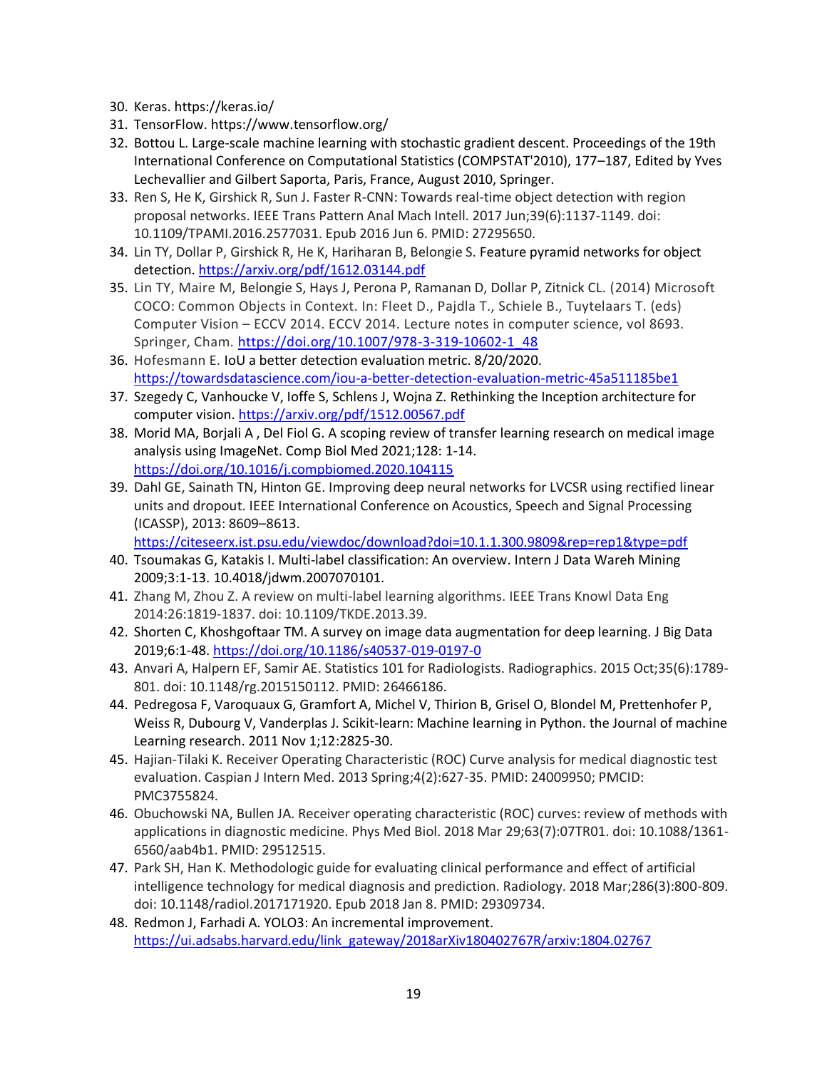30. Keras. https://keras.io/
31. TensorFlow. https://www.tensorflow.org/
32. Bottou L. Large-scale machine learning with stochastic gradient descent. Proceedings of the 19th International Conference on Computational Statistics (COMPSTAT'2010), 177–187, Edited by Yves Lechevallier and Gilbert Saporta, Paris, France, August 2010, Springer.
33. Ren S, He K, Girshick R, Sun J. Faster R-CNN: Towards real-time object detection with region proposal networks. IEEE Trans Pattern Anal Mach Intell. 2017 Jun;39(6):1137-1149. doi: 10.1109/TPAMI.2016.2577031. Epub 2016 Jun 6. PMID: 27295650.
34. Lin TY, Dollar P, Girshick R, He K, Hariharan B, Belongie S. Feature pyramid networks for object detection. https://arxiv.org/pdf/1612.03144.pdf
35. Lin TY, Maire M, Belongie S, Hays J, Perona P, Ramanan D, Dollar P, Zitnick CL. (2014) Microsoft COCO: Common Objects in Context. In: Fleet D., Pajdla T., Schiele B., Tuytelaars T. (eds) Computer Vision – ECCV 2014. ECCV 2014. Lecture notes in computer science, vol 8693. Springer, Cham. https://doi.org/10.1007/978-3-319-10602-1_48
36. Hofesmann E. IoU a better detection evaluation metric. 8/20/2020. https://towardsdatascience.com/iou-a-better-detection-evaluation-metric-45a511185be1
37. Szegedy C, Vanhoucke V, Ioffe S, Schlens J, Wojna Z. Rethinking the Inception architecture for computer vision. https://arxiv.org/pdf/1512.00567.pdf
38. Morid MA, Borjali A , Del Fiol G. A scoping review of transfer learning research on medical image analysis using ImageNet. Comp Biol Med 2021;128: 1-14. https://doi.org/10.1016/j.compbiomed.2020.104115
39. Dahl GE, Sainath TN, Hinton GE. Improving deep neural networks for LVCSR using rectified linear units and dropout. IEEE International Conference on Acoustics, Speech and Signal Processing (ICASSP), 2013: 8609–8613. https://citeseerx.ist.psu.edu/viewdoc/download?doi=10.1.1.300.9809&rep=rep1&type=pdf
40. Tsoumakas G, Katakis I. Multi-label classification: An overview. Intern J Data Wareh Mining 2009;3:1-13. 10.4018/jdwm.2007070101.
41. Zhang M, Zhou Z. A review on multi-label learning algorithms. IEEE Trans Knowl Data Eng 2014:26:1819-1837. doi: 10.1109/TKDE.2013.39.
42. Shorten C, Khoshgoftaar TM. A survey on image data augmentation for deep learning. J Big Data 2019;6:1-48. https://doi.org/10.1186/s40537-019-0197-0
43. Anvari A, Halpern EF, Samir AE. Statistics 101 for Radiologists. Radiographics. 2015 Oct;35(6):1789-801. doi: 10.1148/rg.2015150112. PMID: 26466186.
44. Pedregosa F, Varoquaux G, Gramfort A, Michel V, Thirion B, Grisel O, Blondel M, Prettenhofer P, Weiss R, Dubourg V, Vanderplas J. Scikit-learn: Machine learning in Python. the Journal of machine Learning research. 2011 Nov 1;12:2825-30.
45. Hajian-Tilaki K. Receiver Operating Characteristic (ROC) Curve analysis for medical diagnostic test evaluation. Caspian J Intern Med. 2013 Spring;4(2):627-35. PMID: 24009950; PMCID: PMC3755824.
46. Obuchowski NA, Bullen JA. Receiver operating characteristic (ROC) curves: review of methods with applications in diagnostic medicine. Phys Med Biol. 2018 Mar 29;63(7):07TR01. doi: 10.1088/1361-6560/aab4b1. PMID: 29512515.
47. Park SH, Han K. Methodologic guide for evaluating clinical performance and effect of artificial intelligence technology for medical diagnosis and prediction. Radiology. 2018 Mar;286(3):800-809. doi: 10.1148/radiol.2017171920. Epub 2018 Jan 8. PMID: 29309734.
48. Redmon J, Farhadi A. YOLO3: An incremental improvement. https://ui.adsabs.harvard.edu/link_gateway/2018arXiv180402767R/arxiv:1804.02767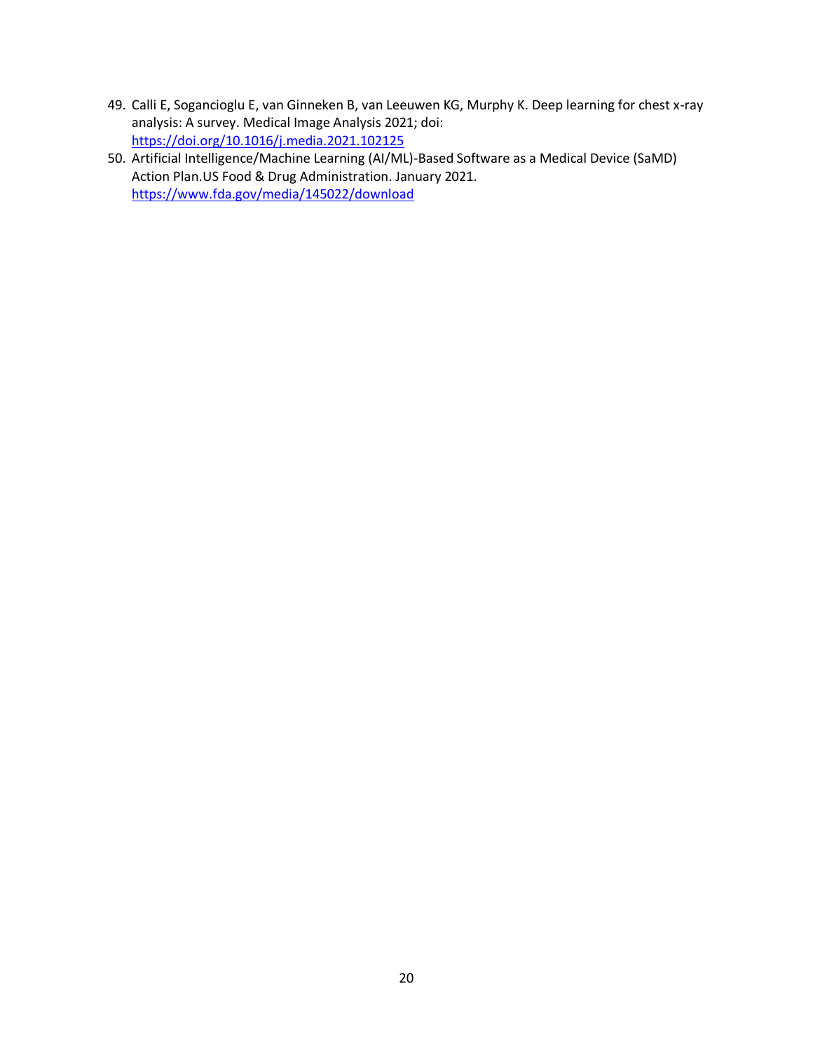49. Calli E, Sogancioglu E, van Ginneken B, van Leeuwen KG, Murphy K. Deep learning for chest x-ray analysis: A survey. Medical Image Analysis 2021; doi: https://doi.org/10.1016/j.media.2021.102125
50. Artificial Intelligence/Machine Learning (AI/ML)-Based Software as a Medical Device (SaMD) Action Plan.US Food & Drug Administration. January 2021. https://www.fda.gov/media/145022/download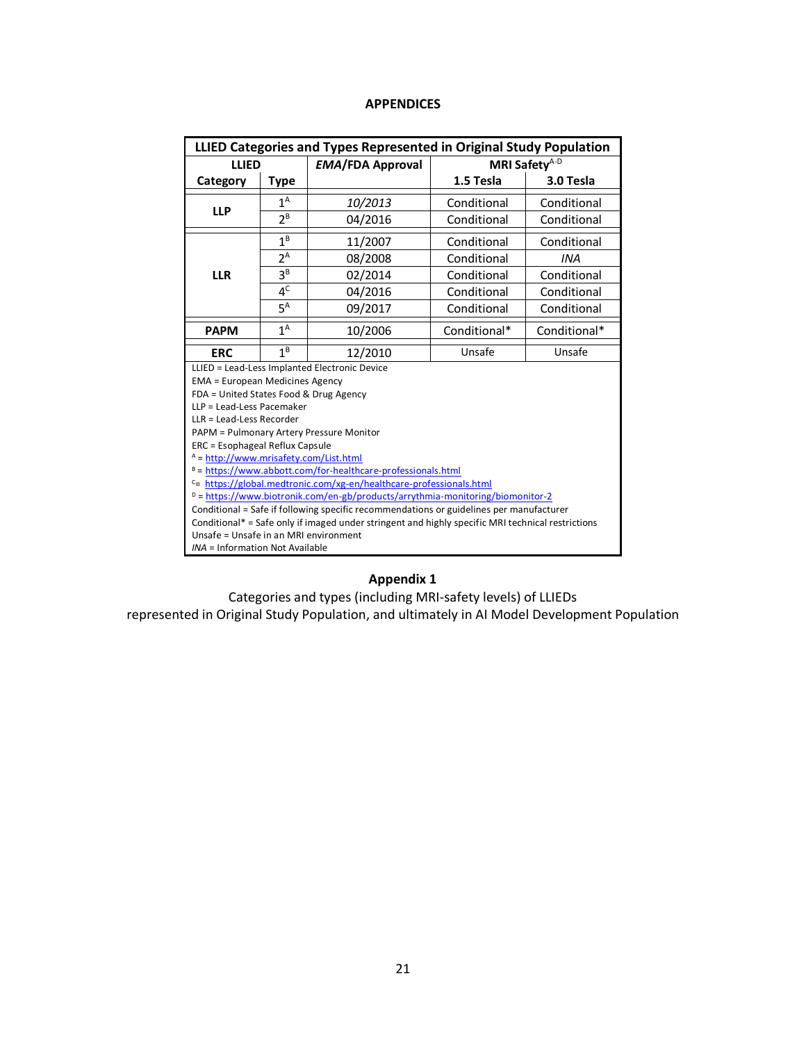## APPENDICES

| LLIED Categories and Types Represented in Original Study Population | | | | |
|---|---|---|---|---|
| LLIED | | *EMA*/FDA Approval | MRI Safety[A-D] | |
| Category | Type | | 1.5 Tesla | 3.0 Tesla |
| LLP | 1[A] | *10/2013* | Conditional | Conditional |
| | 2[B] | 04/2016 | Conditional | Conditional |
| LLR | 1[B] | 11/2007 | Conditional | Conditional |
| | 2[A] | 08/2008 | Conditional | *INA* |
| | 3[B] | 02/2014 | Conditional | Conditional |
| | 4[C] | 04/2016 | Conditional | Conditional |
| | 5[A] | 09/2017 | Conditional | Conditional |
| PAPM | 1[A] | 10/2006 | Conditional* | Conditional* |
| ERC | 1[B] | 12/2010 | Unsafe | Unsafe |

LLIED = Lead-Less Implanted Electronic Device
EMA = European Medicines Agency
FDA = United States Food & Drug Agency
LLP = Lead-Less Pacemaker
LLR = Lead-Less Recorder
PAPM = Pulmonary Artery Pressure Monitor
ERC = Esophageal Reflux Capsule
[A] = http://www.mrisafety.com/List.html
[B] = https://www.abbott.com/for-healthcare-professionals.html
[C] = https://global.medtronic.com/xg-en/healthcare-professionals.html
[D] = https://www.biotronik.com/en-gb/products/arrythmia-monitoring/biomonitor-2
Conditional = Safe if following specific recommendations or guidelines per manufacturer
Conditional* = Safe only if imaged under stringent and highly specific MRI technical restrictions
Unsafe = Unsafe in an MRI environment
*INA* = Information Not Available

**Appendix 1**

Categories and types (including MRI-safety levels) of LLIEDs represented in Original Study Population, and ultimately in AI Model Development Population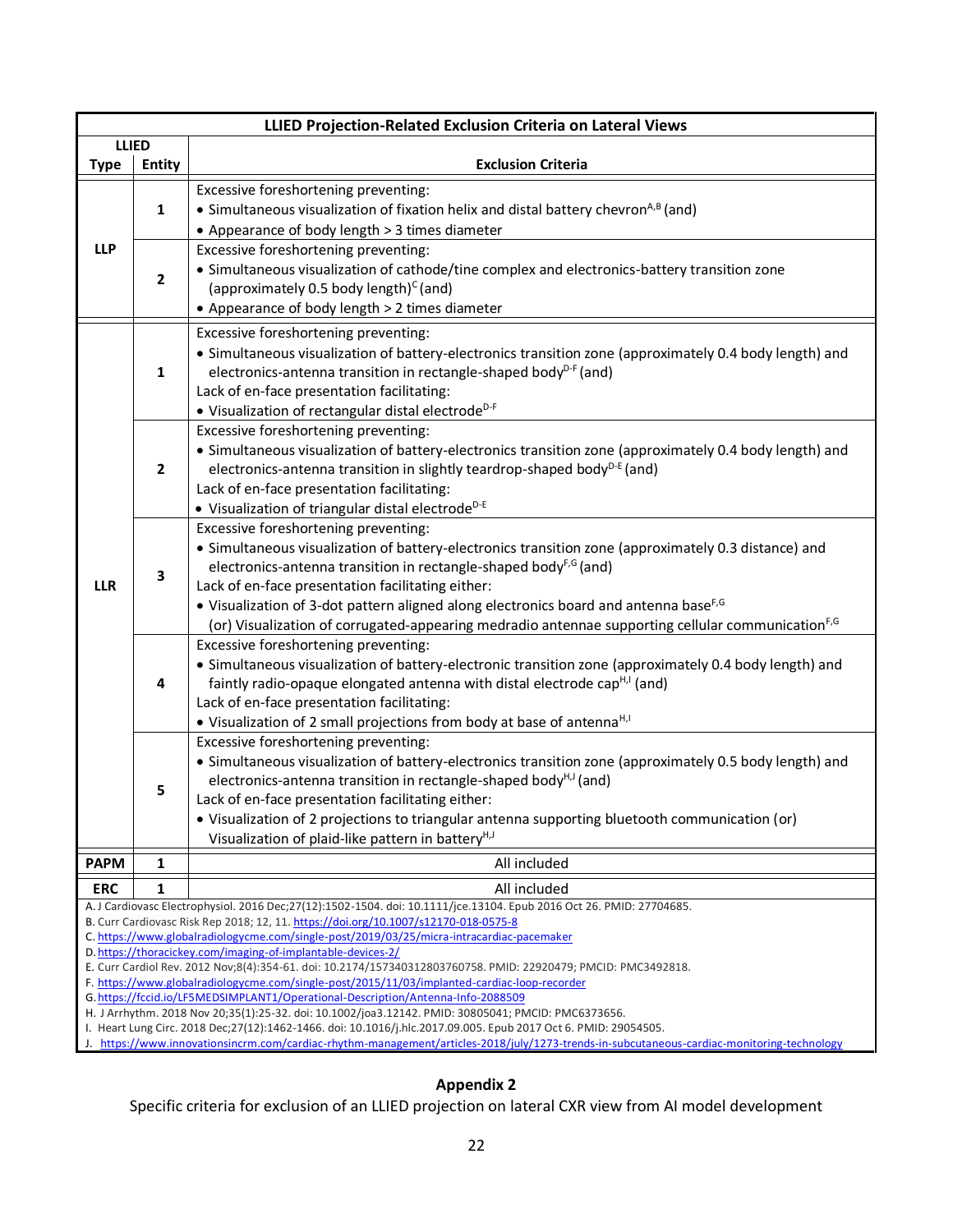| LLIED Projection-Related Exclusion Criteria on Lateral Views | | |
|---|---|---|
| **LLIED** | | |
| **Type** | **Entity** | **Exclusion Criteria** |
| **LLP** | **1** | Excessive foreshortening preventing:<br>• Simultaneous visualization of fixation helix and distal battery chevron[A,B] (and)<br>• Appearance of body length > 3 times diameter |
| | **2** | Excessive foreshortening preventing:<br>• Simultaneous visualization of cathode/tine complex and electronics-battery transition zone (approximately 0.5 body length)[C] (and)<br>• Appearance of body length > 2 times diameter |
| **LLR** | **1** | Excessive foreshortening preventing:<br>• Simultaneous visualization of battery-electronics transition zone (approximately 0.4 body length) and electronics-antenna transition in rectangle-shaped body[D-F] (and)<br>Lack of en-face presentation facilitating:<br>• Visualization of rectangular distal electrode[D-F] |
| | **2** | Excessive foreshortening preventing:<br>• Simultaneous visualization of battery-electronics transition zone (approximately 0.4 body length) and electronics-antenna transition in slightly teardrop-shaped body[D-E] (and)<br>Lack of en-face presentation facilitating:<br>• Visualization of triangular distal electrode[D-E] |
| | **3** | Excessive foreshortening preventing:<br>• Simultaneous visualization of battery-electronics transition zone (approximately 0.3 distance) and electronics-antenna transition in rectangle-shaped body[F,G] (and)<br>Lack of en-face presentation facilitating either:<br>• Visualization of 3-dot pattern aligned along electronics board and antenna base[F,G]<br>(or) Visualization of corrugated-appearing medradio antennae supporting cellular communication[F,G] |
| | **4** | Excessive foreshortening preventing:<br>• Simultaneous visualization of battery-electronic transition zone (approximately 0.4 body length) and faintly radio-opaque elongated antenna with distal electrode cap[H,I] (and)<br>Lack of en-face presentation facilitating:<br>• Visualization of 2 small projections from body at base of antenna[H,I] |
| | **5** | Excessive foreshortening preventing:<br>• Simultaneous visualization of battery-electronics transition zone (approximately 0.5 body length) and electronics-antenna transition in rectangle-shaped body[H,J] (and)<br>Lack of en-face presentation facilitating either:<br>• Visualization of 2 projections to triangular antenna supporting bluetooth communication (or)<br>Visualization of plaid-like pattern in battery[H,J] |
| **PAPM** | **1** | All included |
| **ERC** | **1** | All included |

A. J Cardiovasc Electrophysiol. 2016 Dec;27(12):1502-1504. doi: 10.1111/jce.13104. Epub 2016 Oct 26. PMID: 27704685.
B. Curr Cardiovasc Risk Rep 2018; 12, 11. https://doi.org/10.1007/s12170-018-0575-8
C. https://www.globalradiologycme.com/single-post/2019/03/25/micra-intracardiac-pacemaker
D. https://thoracickey.com/imaging-of-implantable-devices-2/
E. Curr Cardiol Rev. 2012 Nov;8(4):354-61. doi: 10.2174/157340312803760758. PMID: 22920479; PMCID: PMC3492818.
F. https://www.globalradiologycme.com/single-post/2015/11/03/implanted-cardiac-loop-recorder
G. https://fccid.io/LF5MEDSIMPLANT1/Operational-Description/Antenna-Info-2088509
H. J Arrhythm. 2018 Nov 20;35(1):25-32. doi: 10.1002/joa3.12142. PMID: 30805041; PMCID: PMC6373656.
I. Heart Lung Circ. 2018 Dec;27(12):1462-1466. doi: 10.1016/j.hlc.2017.09.005. Epub 2017 Oct 6. PMID: 29054505.
J. https://www.innovationsincrm.com/cardiac-rhythm-management/articles-2018/july/1273-trends-in-subcutaneous-cardiac-monitoring-technology

**Appendix 2**

Specific criteria for exclusion of an LLIED projection on lateral CXR view from AI model development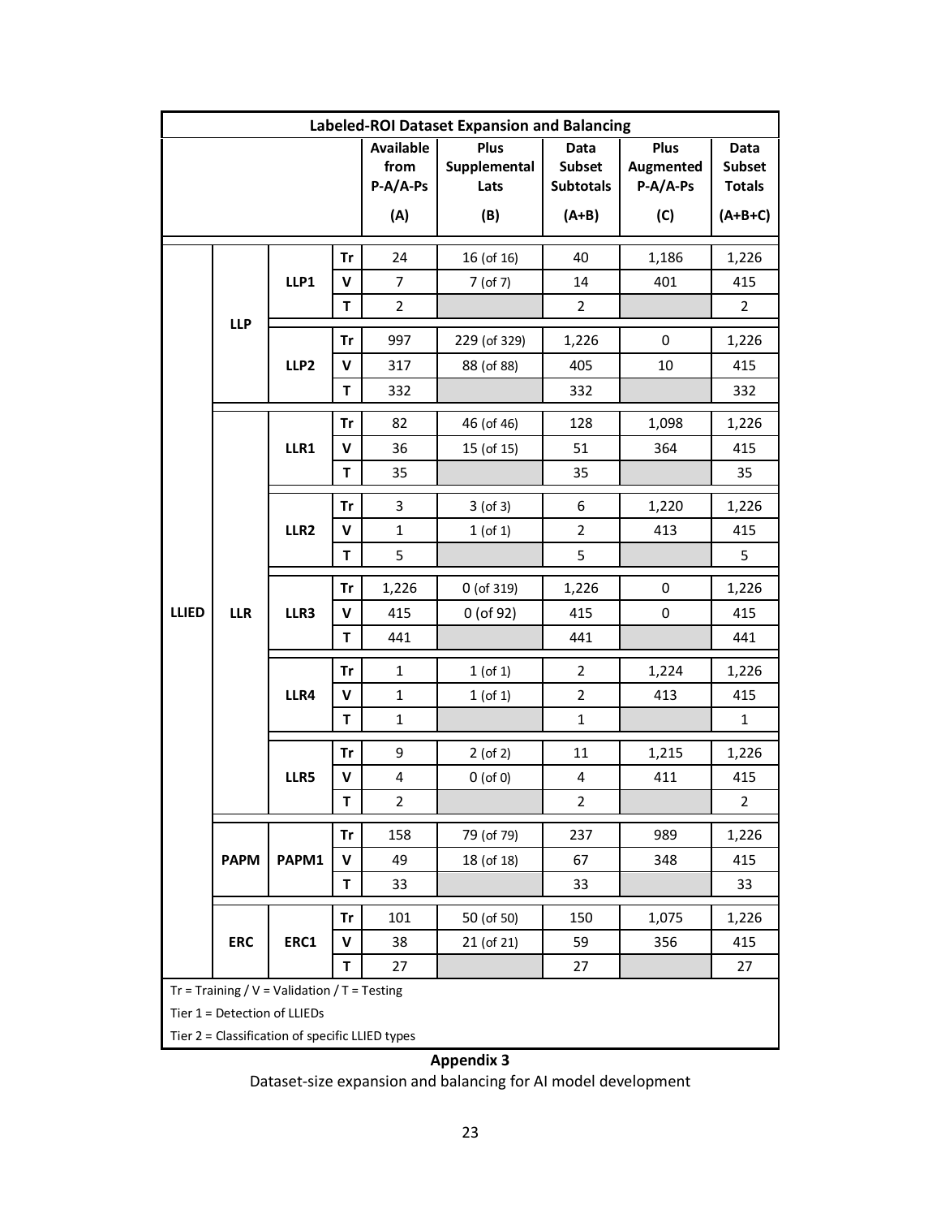| Labeled-ROI Dataset Expansion and Balancing | | | | | | | | |
|---|---|---|---|---|---|---|---|---|
| | | | | Available from P-A/A-Ps (A) | Plus Supplemental Lats (B) | Data Subset Subtotals (A+B) | Plus Augmented P-A/A-Ps (C) | Data Subset Totals (A+B+C) |
| LLIED | LLP | LLP1 | Tr | 24 | 16 (of 16) | 40 | 1,186 | 1,226 |
| | | | V | 7 | 7 (of 7) | 14 | 401 | 415 |
| | | | T | 2 | | 2 | | 2 |
| | | LLP2 | Tr | 997 | 229 (of 329) | 1,226 | 0 | 1,226 |
| | | | V | 317 | 88 (of 88) | 405 | 10 | 415 |
| | | | T | 332 | | 332 | | 332 |
| | LLR | LLR1 | Tr | 82 | 46 (of 46) | 128 | 1,098 | 1,226 |
| | | | V | 36 | 15 (of 15) | 51 | 364 | 415 |
| | | | T | 35 | | 35 | | 35 |
| | | LLR2 | Tr | 3 | 3 (of 3) | 6 | 1,220 | 1,226 |
| | | | V | 1 | 1 (of 1) | 2 | 413 | 415 |
| | | | T | 5 | | 5 | | 5 |
| | | LLR3 | Tr | 1,226 | 0 (of 319) | 1,226 | 0 | 1,226 |
| | | | V | 415 | 0 (of 92) | 415 | 0 | 415 |
| | | | T | 441 | | 441 | | 441 |
| | | LLR4 | Tr | 1 | 1 (of 1) | 2 | 1,224 | 1,226 |
| | | | V | 1 | 1 (of 1) | 2 | 413 | 415 |
| | | | T | 1 | | 1 | | 1 |
| | | LLR5 | Tr | 9 | 2 (of 2) | 11 | 1,215 | 1,226 |
| | | | V | 4 | 0 (of 0) | 4 | 411 | 415 |
| | | | T | 2 | | 2 | | 2 |
| | PAPM | PAPM1 | Tr | 158 | 79 (of 79) | 237 | 989 | 1,226 |
| | | | V | 49 | 18 (of 18) | 67 | 348 | 415 |
| | | | T | 33 | | 33 | | 33 |
| | ERC | ERC1 | Tr | 101 | 50 (of 50) | 150 | 1,075 | 1,226 |
| | | | V | 38 | 21 (of 21) | 59 | 356 | 415 |
| | | | T | 27 | | 27 | | 27 |

Tr = Training / V = Validation / T = Testing

Tier 1 = Detection of LLIEDs

Tier 2 = Classification of specific LLIED types

**Appendix 3**

Dataset-size expansion and balancing for AI model development